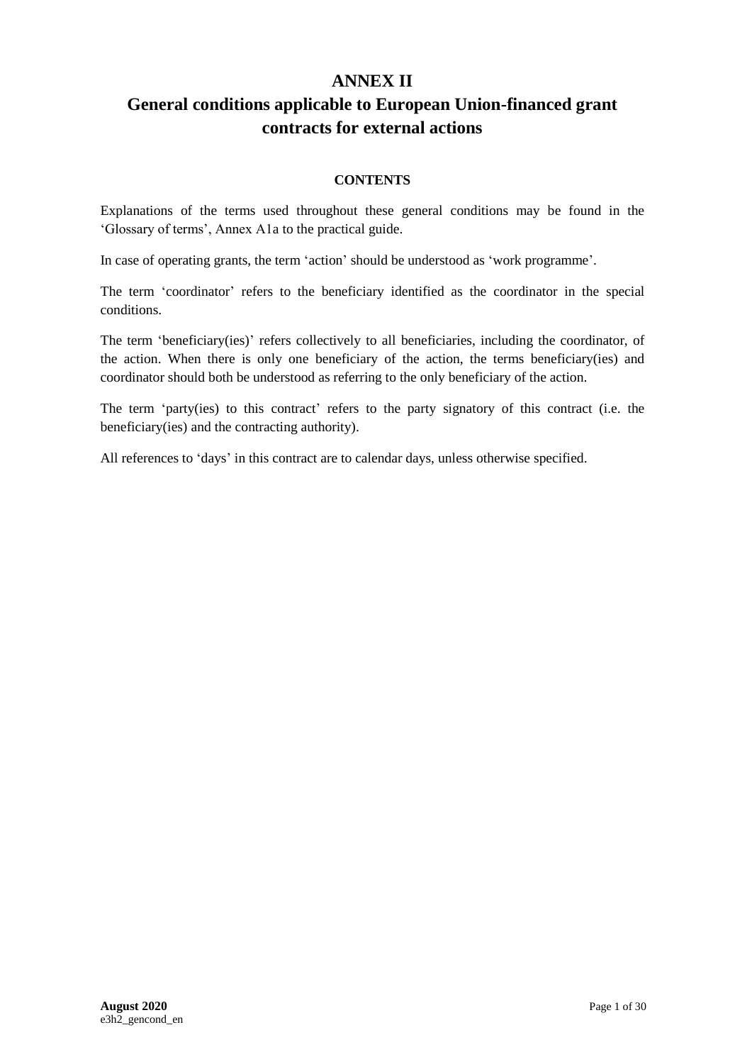# ANNEX II

# General conditions applicable to European Union-financed grant contracts for external actions

**CONTENTS**

Explanations of the terms used throughout these general conditions may be found in the ‘Glossary of terms’, Annex A1a to the practical guide.

In case of operating grants, the term ‘action’ should be understood as ‘work programme’.

The term ‘coordinator’ refers to the beneficiary identified as the coordinator in the special conditions.

The term ‘beneficiary(ies)’ refers collectively to all beneficiaries, including the coordinator, of the action. When there is only one beneficiary of the action, the terms beneficiary(ies) and coordinator should both be understood as referring to the only beneficiary of the action.

The term ‘party(ies) to this contract’ refers to the party signatory of this contract (i.e. the beneficiary(ies) and the contracting authority).

All references to ‘days’ in this contract are to calendar days, unless otherwise specified.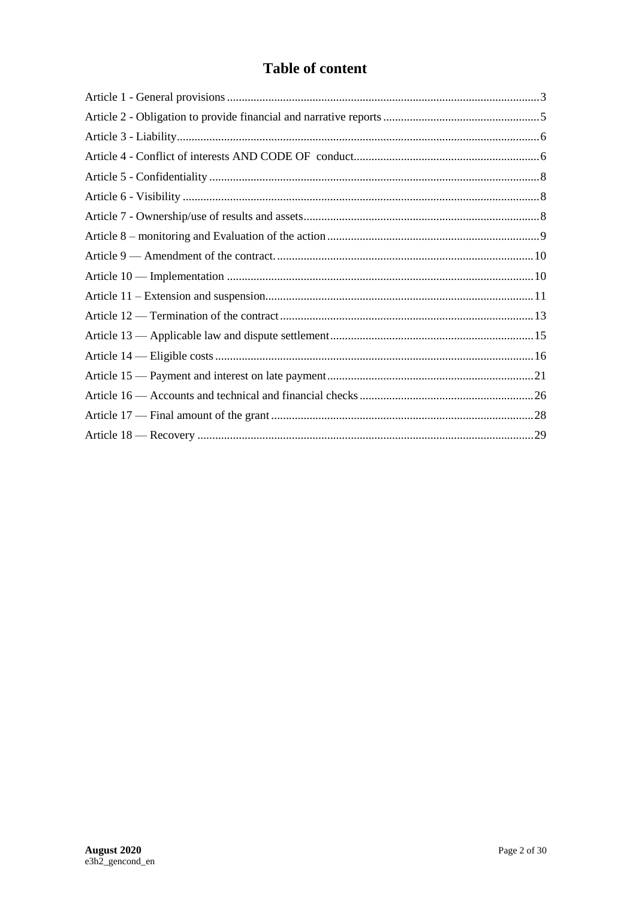# Table of content

- Article 1 - General provisions ... 3
- Article 2 - Obligation to provide financial and narrative reports ... 5
- Article 3 - Liability ... 6
- Article 4 - Conflict of interests AND CODE OF conduct ... 6
- Article 5 - Confidentiality ... 8
- Article 6 - Visibility ... 8
- Article 7 - Ownership/use of results and assets ... 8
- Article 8 – monitoring and Evaluation of the action ... 9
- Article 9 — Amendment of the contract. ... 10
- Article 10 — Implementation ... 10
- Article 11 – Extension and suspension ... 11
- Article 12 — Termination of the contract ... 13
- Article 13 — Applicable law and dispute settlement ... 15
- Article 14 — Eligible costs ... 16
- Article 15 — Payment and interest on late payment ... 21
- Article 16 — Accounts and technical and financial checks ... 26
- Article 17 — Final amount of the grant ... 28
- Article 18 — Recovery ... 29

**August 2020**
e3h2_gencond_en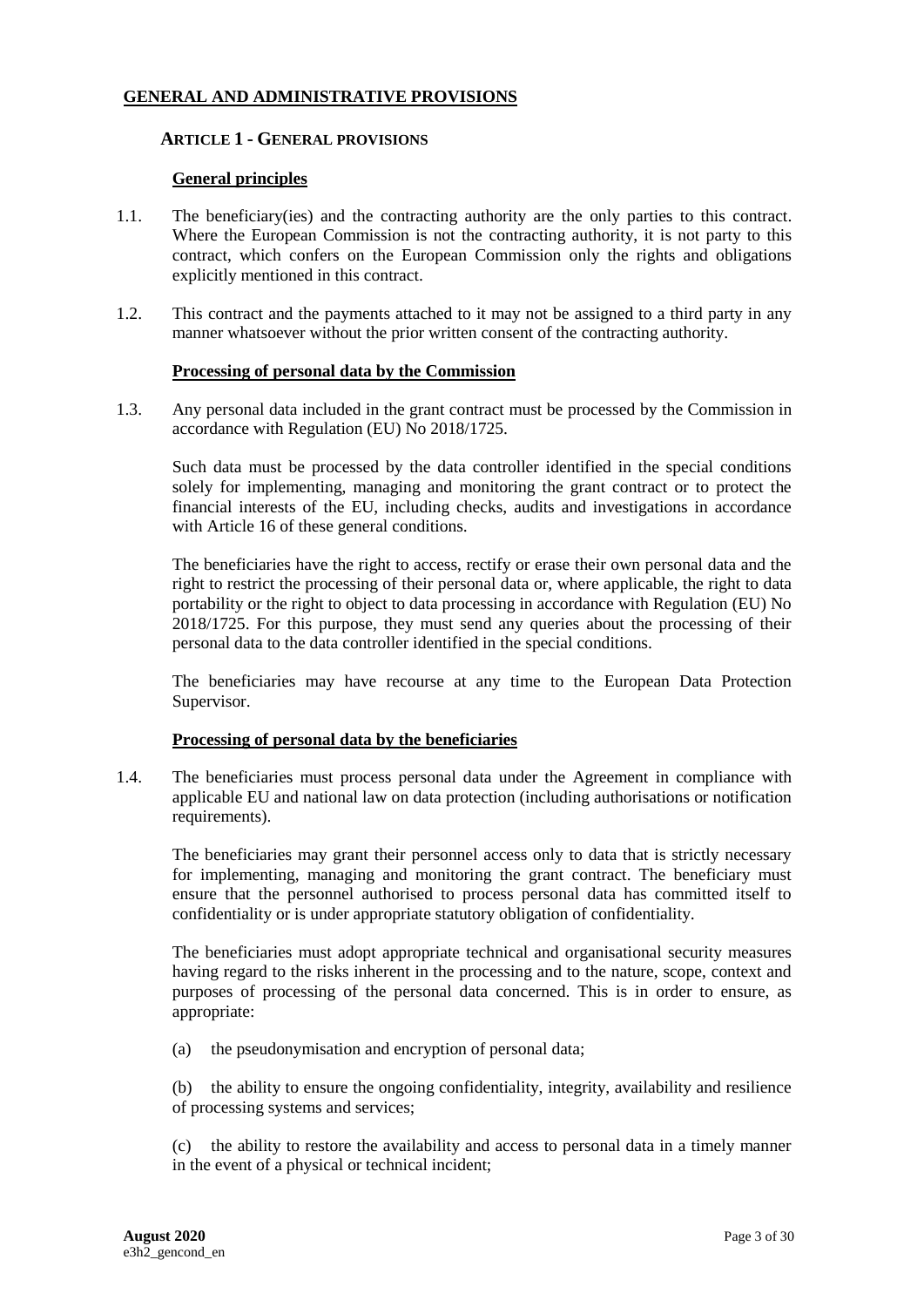## GENERAL AND ADMINISTRATIVE PROVISIONS

### ARTICLE 1 - GENERAL PROVISIONS

**General principles**

1.1. The beneficiary(ies) and the contracting authority are the only parties to this contract. Where the European Commission is not the contracting authority, it is not party to this contract, which confers on the European Commission only the rights and obligations explicitly mentioned in this contract.

1.2. This contract and the payments attached to it may not be assigned to a third party in any manner whatsoever without the prior written consent of the contracting authority.

**Processing of personal data by the Commission**

1.3. Any personal data included in the grant contract must be processed by the Commission in accordance with Regulation (EU) No 2018/1725.

Such data must be processed by the data controller identified in the special conditions solely for implementing, managing and monitoring the grant contract or to protect the financial interests of the EU, including checks, audits and investigations in accordance with Article 16 of these general conditions.

The beneficiaries have the right to access, rectify or erase their own personal data and the right to restrict the processing of their personal data or, where applicable, the right to data portability or the right to object to data processing in accordance with Regulation (EU) No 2018/1725. For this purpose, they must send any queries about the processing of their personal data to the data controller identified in the special conditions.

The beneficiaries may have recourse at any time to the European Data Protection Supervisor.

**Processing of personal data by the beneficiaries**

1.4. The beneficiaries must process personal data under the Agreement in compliance with applicable EU and national law on data protection (including authorisations or notification requirements).

The beneficiaries may grant their personnel access only to data that is strictly necessary for implementing, managing and monitoring the grant contract. The beneficiary must ensure that the personnel authorised to process personal data has committed itself to confidentiality or is under appropriate statutory obligation of confidentiality.

The beneficiaries must adopt appropriate technical and organisational security measures having regard to the risks inherent in the processing and to the nature, scope, context and purposes of processing of the personal data concerned. This is in order to ensure, as appropriate:

(a) the pseudonymisation and encryption of personal data;

(b) the ability to ensure the ongoing confidentiality, integrity, availability and resilience of processing systems and services;

(c) the ability to restore the availability and access to personal data in a timely manner in the event of a physical or technical incident;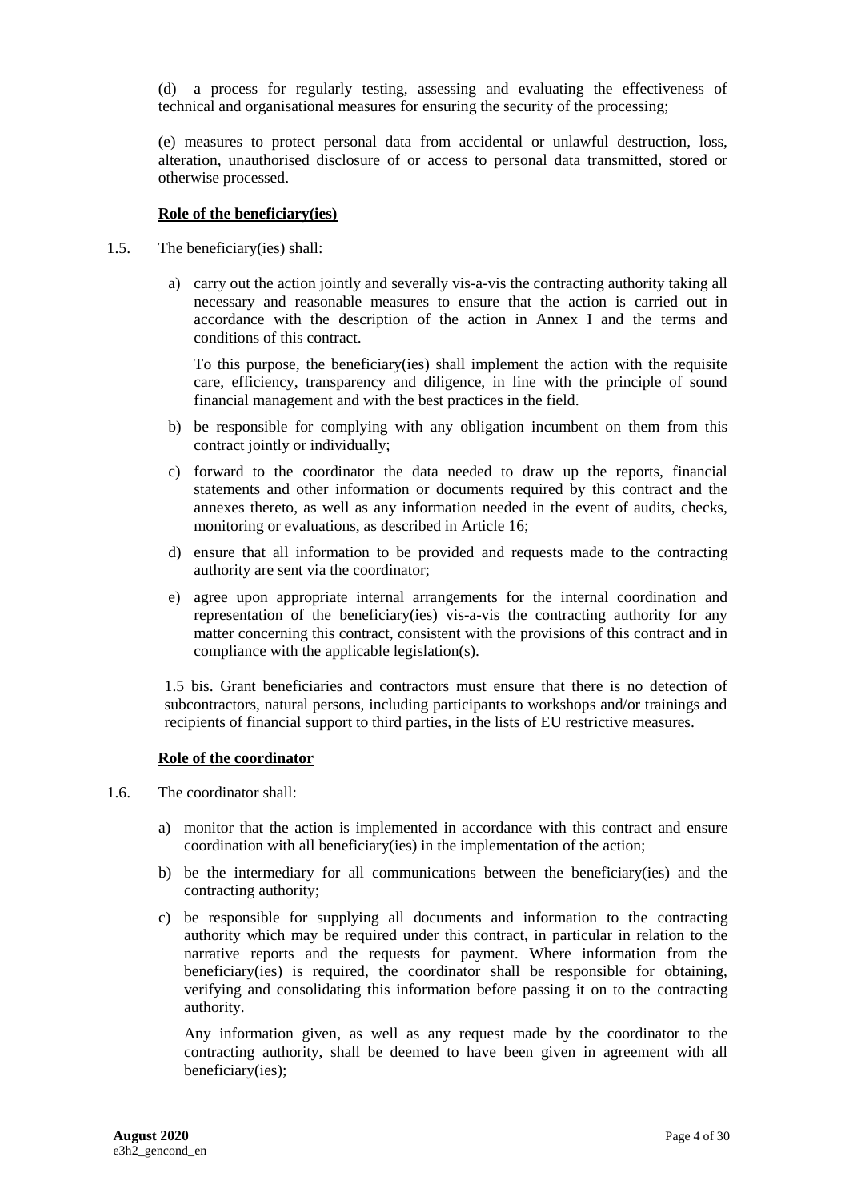(d) a process for regularly testing, assessing and evaluating the effectiveness of technical and organisational measures for ensuring the security of the processing;

(e) measures to protect personal data from accidental or unlawful destruction, loss, alteration, unauthorised disclosure of or access to personal data transmitted, stored or otherwise processed.

**Role of the beneficiary(ies)**

1.5. The beneficiary(ies) shall:

a) carry out the action jointly and severally vis-a-vis the contracting authority taking all necessary and reasonable measures to ensure that the action is carried out in accordance with the description of the action in Annex I and the terms and conditions of this contract.

   To this purpose, the beneficiary(ies) shall implement the action with the requisite care, efficiency, transparency and diligence, in line with the principle of sound financial management and with the best practices in the field.

b) be responsible for complying with any obligation incumbent on them from this contract jointly or individually;

c) forward to the coordinator the data needed to draw up the reports, financial statements and other information or documents required by this contract and the annexes thereto, as well as any information needed in the event of audits, checks, monitoring or evaluations, as described in Article 16;

d) ensure that all information to be provided and requests made to the contracting authority are sent via the coordinator;

e) agree upon appropriate internal arrangements for the internal coordination and representation of the beneficiary(ies) vis-a-vis the contracting authority for any matter concerning this contract, consistent with the provisions of this contract and in compliance with the applicable legislation(s).

1.5 bis. Grant beneficiaries and contractors must ensure that there is no detection of subcontractors, natural persons, including participants to workshops and/or trainings and recipients of financial support to third parties, in the lists of EU restrictive measures.

**Role of the coordinator**

1.6. The coordinator shall:

a) monitor that the action is implemented in accordance with this contract and ensure coordination with all beneficiary(ies) in the implementation of the action;

b) be the intermediary for all communications between the beneficiary(ies) and the contracting authority;

c) be responsible for supplying all documents and information to the contracting authority which may be required under this contract, in particular in relation to the narrative reports and the requests for payment. Where information from the beneficiary(ies) is required, the coordinator shall be responsible for obtaining, verifying and consolidating this information before passing it on to the contracting authority.

   Any information given, as well as any request made by the coordinator to the contracting authority, shall be deemed to have been given in agreement with all beneficiary(ies);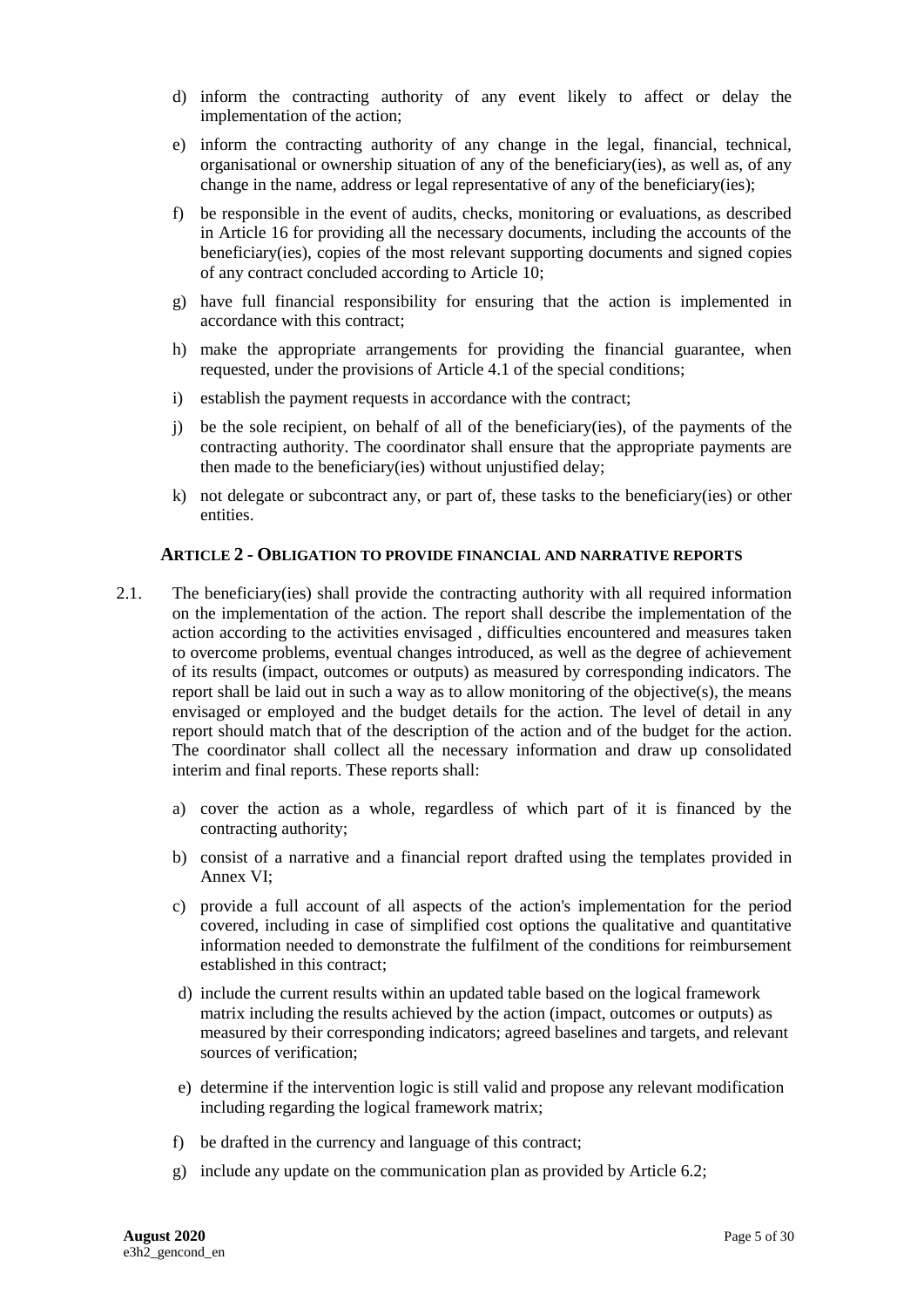d) inform the contracting authority of any event likely to affect or delay the implementation of the action;

e) inform the contracting authority of any change in the legal, financial, technical, organisational or ownership situation of any of the beneficiary(ies), as well as, of any change in the name, address or legal representative of any of the beneficiary(ies);

f) be responsible in the event of audits, checks, monitoring or evaluations, as described in Article 16 for providing all the necessary documents, including the accounts of the beneficiary(ies), copies of the most relevant supporting documents and signed copies of any contract concluded according to Article 10;

g) have full financial responsibility for ensuring that the action is implemented in accordance with this contract;

h) make the appropriate arrangements for providing the financial guarantee, when requested, under the provisions of Article 4.1 of the special conditions;

i) establish the payment requests in accordance with the contract;

j) be the sole recipient, on behalf of all of the beneficiary(ies), of the payments of the contracting authority. The coordinator shall ensure that the appropriate payments are then made to the beneficiary(ies) without unjustified delay;

k) not delegate or subcontract any, or part of, these tasks to the beneficiary(ies) or other entities.

## ARTICLE 2 - OBLIGATION TO PROVIDE FINANCIAL AND NARRATIVE REPORTS

2.1. The beneficiary(ies) shall provide the contracting authority with all required information on the implementation of the action. The report shall describe the implementation of the action according to the activities envisaged , difficulties encountered and measures taken to overcome problems, eventual changes introduced, as well as the degree of achievement of its results (impact, outcomes or outputs) as measured by corresponding indicators. The report shall be laid out in such a way as to allow monitoring of the objective(s), the means envisaged or employed and the budget details for the action. The level of detail in any report should match that of the description of the action and of the budget for the action. The coordinator shall collect all the necessary information and draw up consolidated interim and final reports. These reports shall:

a) cover the action as a whole, regardless of which part of it is financed by the contracting authority;

b) consist of a narrative and a financial report drafted using the templates provided in Annex VI;

c) provide a full account of all aspects of the action's implementation for the period covered, including in case of simplified cost options the qualitative and quantitative information needed to demonstrate the fulfilment of the conditions for reimbursement established in this contract;

d) include the current results within an updated table based on the logical framework matrix including the results achieved by the action (impact, outcomes or outputs) as measured by their corresponding indicators; agreed baselines and targets, and relevant sources of verification;

e) determine if the intervention logic is still valid and propose any relevant modification including regarding the logical framework matrix;

f) be drafted in the currency and language of this contract;

g) include any update on the communication plan as provided by Article 6.2;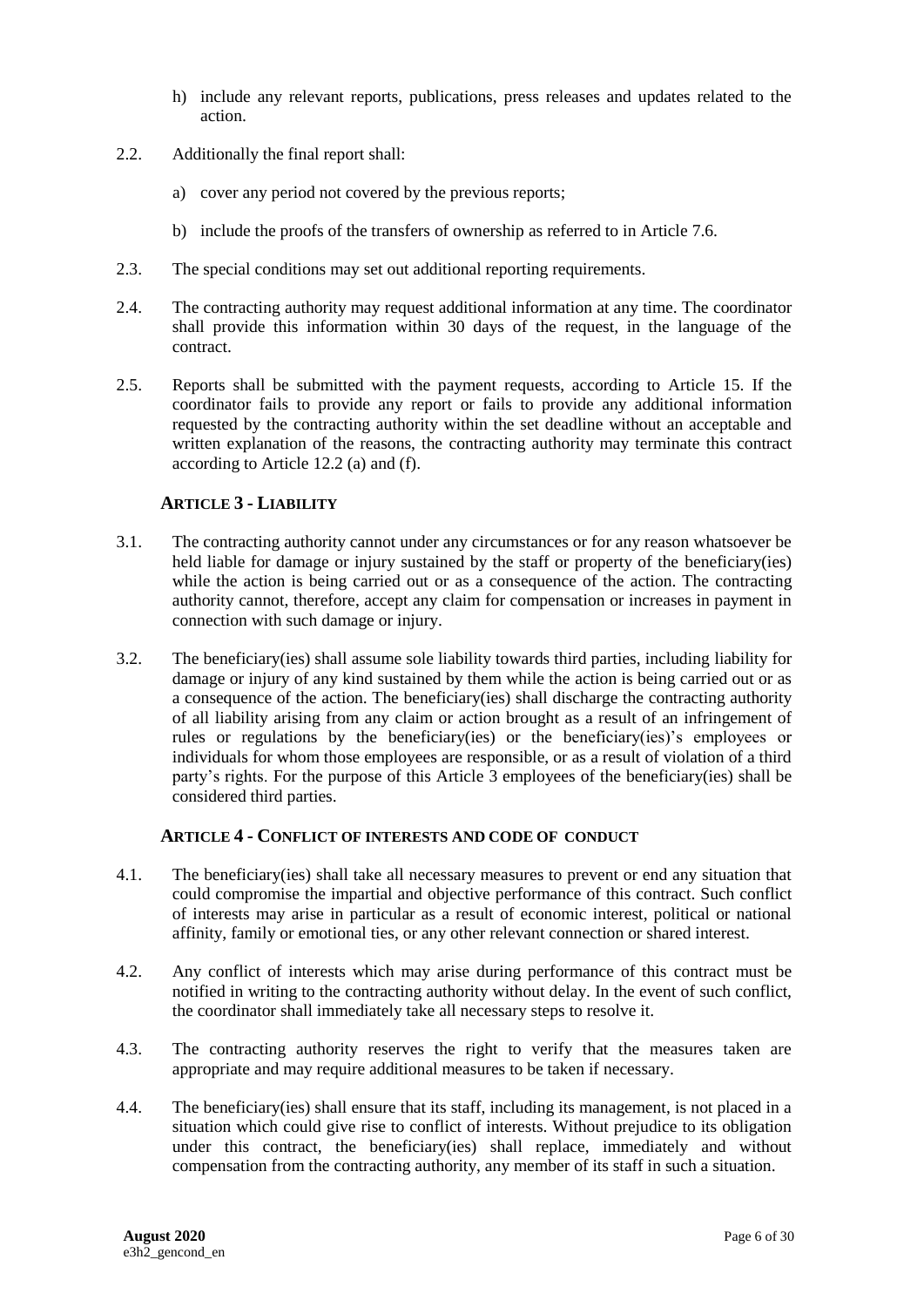h) include any relevant reports, publications, press releases and updates related to the action.

2.2. Additionally the final report shall:

a) cover any period not covered by the previous reports;

b) include the proofs of the transfers of ownership as referred to in Article 7.6.

2.3. The special conditions may set out additional reporting requirements.

2.4. The contracting authority may request additional information at any time. The coordinator shall provide this information within 30 days of the request, in the language of the contract.

2.5. Reports shall be submitted with the payment requests, according to Article 15. If the coordinator fails to provide any report or fails to provide any additional information requested by the contracting authority within the set deadline without an acceptable and written explanation of the reasons, the contracting authority may terminate this contract according to Article 12.2 (a) and (f).

## ARTICLE 3 - LIABILITY

3.1. The contracting authority cannot under any circumstances or for any reason whatsoever be held liable for damage or injury sustained by the staff or property of the beneficiary(ies) while the action is being carried out or as a consequence of the action. The contracting authority cannot, therefore, accept any claim for compensation or increases in payment in connection with such damage or injury.

3.2. The beneficiary(ies) shall assume sole liability towards third parties, including liability for damage or injury of any kind sustained by them while the action is being carried out or as a consequence of the action. The beneficiary(ies) shall discharge the contracting authority of all liability arising from any claim or action brought as a result of an infringement of rules or regulations by the beneficiary(ies) or the beneficiary(ies)'s employees or individuals for whom those employees are responsible, or as a result of violation of a third party's rights. For the purpose of this Article 3 employees of the beneficiary(ies) shall be considered third parties.

## ARTICLE 4 - CONFLICT OF INTERESTS AND CODE OF CONDUCT

4.1. The beneficiary(ies) shall take all necessary measures to prevent or end any situation that could compromise the impartial and objective performance of this contract. Such conflict of interests may arise in particular as a result of economic interest, political or national affinity, family or emotional ties, or any other relevant connection or shared interest.

4.2. Any conflict of interests which may arise during performance of this contract must be notified in writing to the contracting authority without delay. In the event of such conflict, the coordinator shall immediately take all necessary steps to resolve it.

4.3. The contracting authority reserves the right to verify that the measures taken are appropriate and may require additional measures to be taken if necessary.

4.4. The beneficiary(ies) shall ensure that its staff, including its management, is not placed in a situation which could give rise to conflict of interests. Without prejudice to its obligation under this contract, the beneficiary(ies) shall replace, immediately and without compensation from the contracting authority, any member of its staff in such a situation.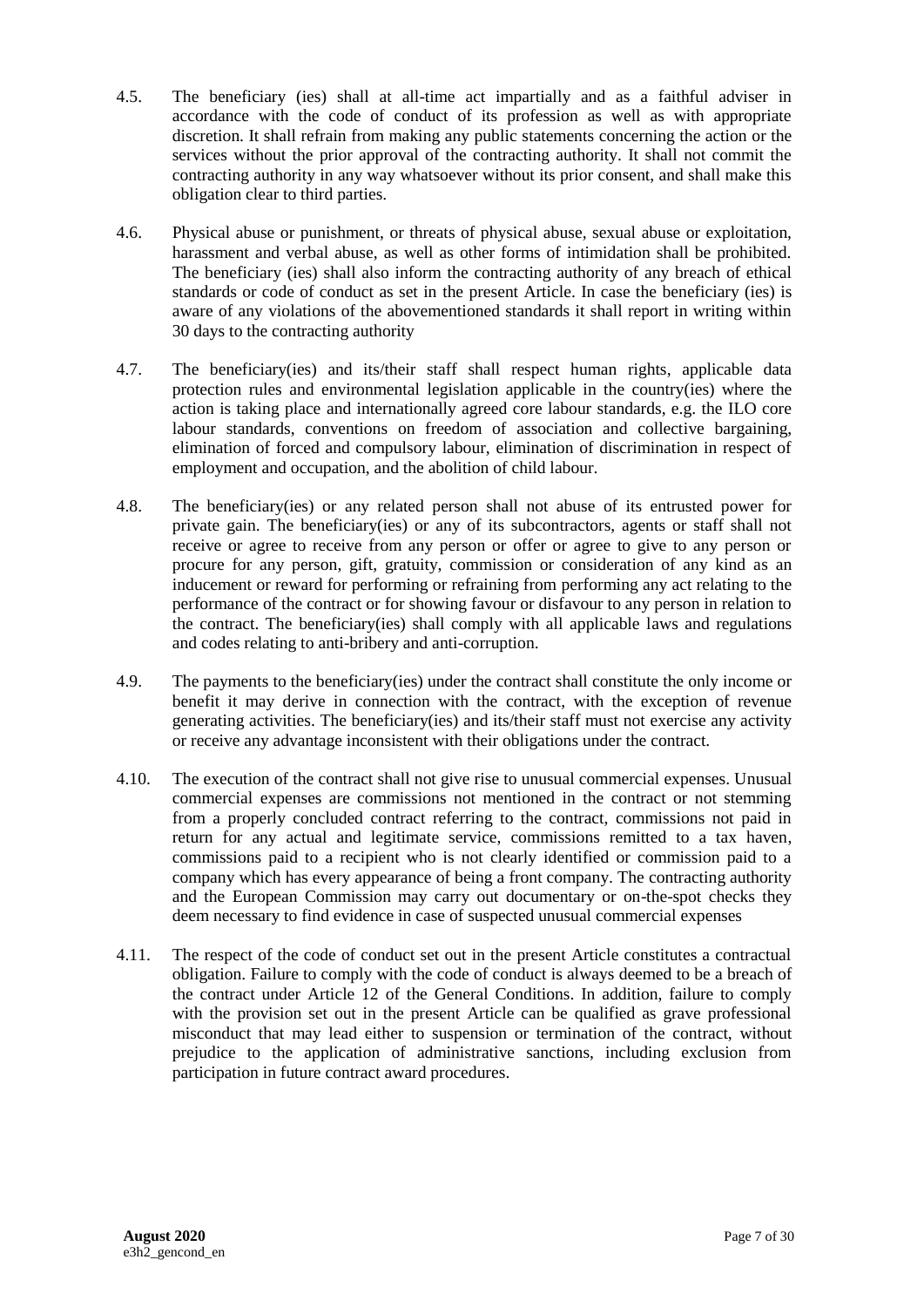4.5. The beneficiary (ies) shall at all-time act impartially and as a faithful adviser in accordance with the code of conduct of its profession as well as with appropriate discretion. It shall refrain from making any public statements concerning the action or the services without the prior approval of the contracting authority. It shall not commit the contracting authority in any way whatsoever without its prior consent, and shall make this obligation clear to third parties.

4.6. Physical abuse or punishment, or threats of physical abuse, sexual abuse or exploitation, harassment and verbal abuse, as well as other forms of intimidation shall be prohibited. The beneficiary (ies) shall also inform the contracting authority of any breach of ethical standards or code of conduct as set in the present Article. In case the beneficiary (ies) is aware of any violations of the abovementioned standards it shall report in writing within 30 days to the contracting authority

4.7. The beneficiary(ies) and its/their staff shall respect human rights, applicable data protection rules and environmental legislation applicable in the country(ies) where the action is taking place and internationally agreed core labour standards, e.g. the ILO core labour standards, conventions on freedom of association and collective bargaining, elimination of forced and compulsory labour, elimination of discrimination in respect of employment and occupation, and the abolition of child labour.

4.8. The beneficiary(ies) or any related person shall not abuse of its entrusted power for private gain. The beneficiary(ies) or any of its subcontractors, agents or staff shall not receive or agree to receive from any person or offer or agree to give to any person or procure for any person, gift, gratuity, commission or consideration of any kind as an inducement or reward for performing or refraining from performing any act relating to the performance of the contract or for showing favour or disfavour to any person in relation to the contract. The beneficiary(ies) shall comply with all applicable laws and regulations and codes relating to anti-bribery and anti-corruption.

4.9. The payments to the beneficiary(ies) under the contract shall constitute the only income or benefit it may derive in connection with the contract, with the exception of revenue generating activities. The beneficiary(ies) and its/their staff must not exercise any activity or receive any advantage inconsistent with their obligations under the contract.

4.10. The execution of the contract shall not give rise to unusual commercial expenses. Unusual commercial expenses are commissions not mentioned in the contract or not stemming from a properly concluded contract referring to the contract, commissions not paid in return for any actual and legitimate service, commissions remitted to a tax haven, commissions paid to a recipient who is not clearly identified or commission paid to a company which has every appearance of being a front company. The contracting authority and the European Commission may carry out documentary or on-the-spot checks they deem necessary to find evidence in case of suspected unusual commercial expenses

4.11. The respect of the code of conduct set out in the present Article constitutes a contractual obligation. Failure to comply with the code of conduct is always deemed to be a breach of the contract under Article 12 of the General Conditions. In addition, failure to comply with the provision set out in the present Article can be qualified as grave professional misconduct that may lead either to suspension or termination of the contract, without prejudice to the application of administrative sanctions, including exclusion from participation in future contract award procedures.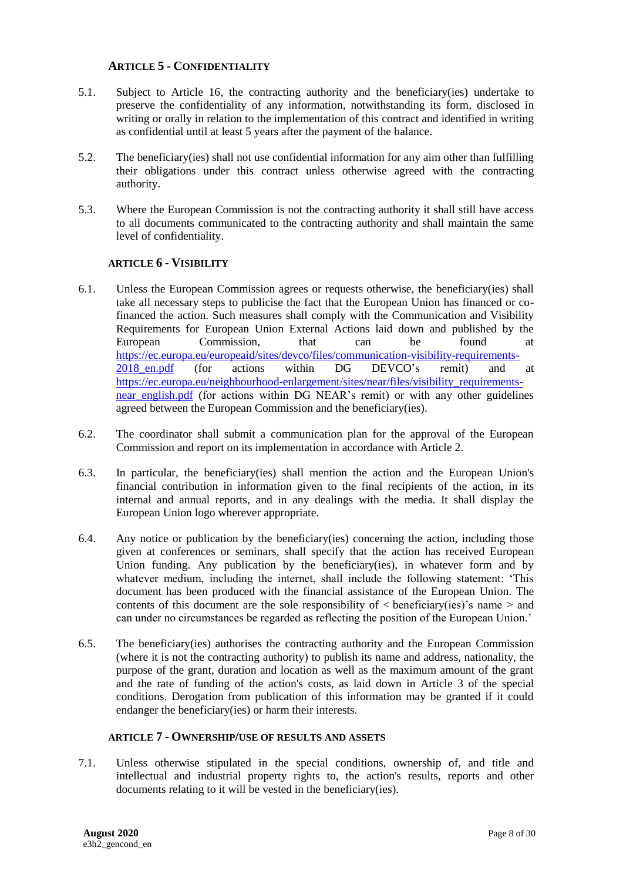## ARTICLE 5 - CONFIDENTIALITY

5.1. Subject to Article 16, the contracting authority and the beneficiary(ies) undertake to preserve the confidentiality of any information, notwithstanding its form, disclosed in writing or orally in relation to the implementation of this contract and identified in writing as confidential until at least 5 years after the payment of the balance.

5.2. The beneficiary(ies) shall not use confidential information for any aim other than fulfilling their obligations under this contract unless otherwise agreed with the contracting authority.

5.3. Where the European Commission is not the contracting authority it shall still have access to all documents communicated to the contracting authority and shall maintain the same level of confidentiality.

## ARTICLE 6 - VISIBILITY

6.1. Unless the European Commission agrees or requests otherwise, the beneficiary(ies) shall take all necessary steps to publicise the fact that the European Union has financed or co-financed the action. Such measures shall comply with the Communication and Visibility Requirements for European Union External Actions laid down and published by the European Commission, that can be found at https://ec.europa.eu/europeaid/sites/devco/files/communication-visibility-requirements-2018_en.pdf (for actions within DG DEVCO's remit) and at https://ec.europa.eu/neighbourhood-enlargement/sites/near/files/visibility_requirements-near_english.pdf (for actions within DG NEAR's remit) or with any other guidelines agreed between the European Commission and the beneficiary(ies).

6.2. The coordinator shall submit a communication plan for the approval of the European Commission and report on its implementation in accordance with Article 2.

6.3. In particular, the beneficiary(ies) shall mention the action and the European Union's financial contribution in information given to the final recipients of the action, in its internal and annual reports, and in any dealings with the media. It shall display the European Union logo wherever appropriate.

6.4. Any notice or publication by the beneficiary(ies) concerning the action, including those given at conferences or seminars, shall specify that the action has received European Union funding. Any publication by the beneficiary(ies), in whatever form and by whatever medium, including the internet, shall include the following statement: 'This document has been produced with the financial assistance of the European Union. The contents of this document are the sole responsibility of < beneficiary(ies)'s name > and can under no circumstances be regarded as reflecting the position of the European Union.'

6.5. The beneficiary(ies) authorises the contracting authority and the European Commission (where it is not the contracting authority) to publish its name and address, nationality, the purpose of the grant, duration and location as well as the maximum amount of the grant and the rate of funding of the action's costs, as laid down in Article 3 of the special conditions. Derogation from publication of this information may be granted if it could endanger the beneficiary(ies) or harm their interests.

## ARTICLE 7 - OWNERSHIP/USE OF RESULTS AND ASSETS

7.1. Unless otherwise stipulated in the special conditions, ownership of, and title and intellectual and industrial property rights to, the action's results, reports and other documents relating to it will be vested in the beneficiary(ies).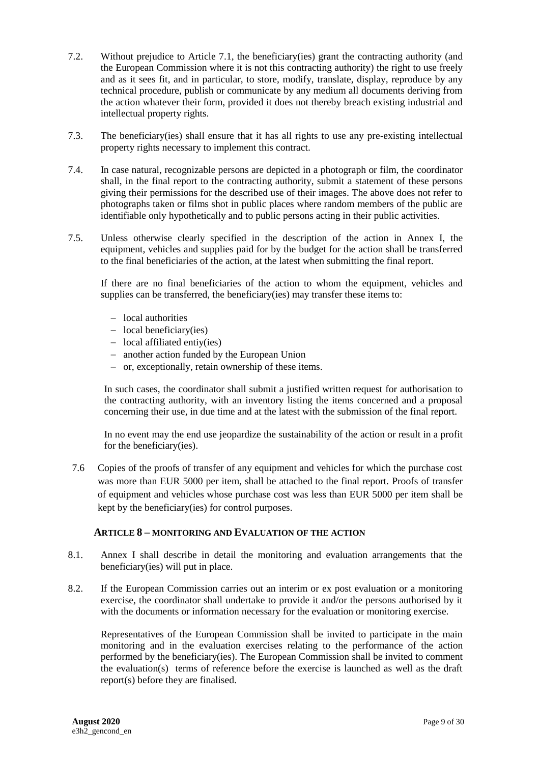7.2. Without prejudice to Article 7.1, the beneficiary(ies) grant the contracting authority (and the European Commission where it is not this contracting authority) the right to use freely and as it sees fit, and in particular, to store, modify, translate, display, reproduce by any technical procedure, publish or communicate by any medium all documents deriving from the action whatever their form, provided it does not thereby breach existing industrial and intellectual property rights.

7.3. The beneficiary(ies) shall ensure that it has all rights to use any pre-existing intellectual property rights necessary to implement this contract.

7.4. In case natural, recognizable persons are depicted in a photograph or film, the coordinator shall, in the final report to the contracting authority, submit a statement of these persons giving their permissions for the described use of their images. The above does not refer to photographs taken or films shot in public places where random members of the public are identifiable only hypothetically and to public persons acting in their public activities.

7.5. Unless otherwise clearly specified in the description of the action in Annex I, the equipment, vehicles and supplies paid for by the budget for the action shall be transferred to the final beneficiaries of the action, at the latest when submitting the final report.

If there are no final beneficiaries of the action to whom the equipment, vehicles and supplies can be transferred, the beneficiary(ies) may transfer these items to:

- local authorities
- local beneficiary(ies)
- local affiliated entiy(ies)
- another action funded by the European Union
- or, exceptionally, retain ownership of these items.

In such cases, the coordinator shall submit a justified written request for authorisation to the contracting authority, with an inventory listing the items concerned and a proposal concerning their use, in due time and at the latest with the submission of the final report.

In no event may the end use jeopardize the sustainability of the action or result in a profit for the beneficiary(ies).

7.6 Copies of the proofs of transfer of any equipment and vehicles for which the purchase cost was more than EUR 5000 per item, shall be attached to the final report. Proofs of transfer of equipment and vehicles whose purchase cost was less than EUR 5000 per item shall be kept by the beneficiary(ies) for control purposes.

## ARTICLE 8 – MONITORING AND EVALUATION OF THE ACTION

8.1. Annex I shall describe in detail the monitoring and evaluation arrangements that the beneficiary(ies) will put in place.

8.2. If the European Commission carries out an interim or ex post evaluation or a monitoring exercise, the coordinator shall undertake to provide it and/or the persons authorised by it with the documents or information necessary for the evaluation or monitoring exercise.

Representatives of the European Commission shall be invited to participate in the main monitoring and in the evaluation exercises relating to the performance of the action performed by the beneficiary(ies). The European Commission shall be invited to comment the evaluation(s) terms of reference before the exercise is launched as well as the draft report(s) before they are finalised.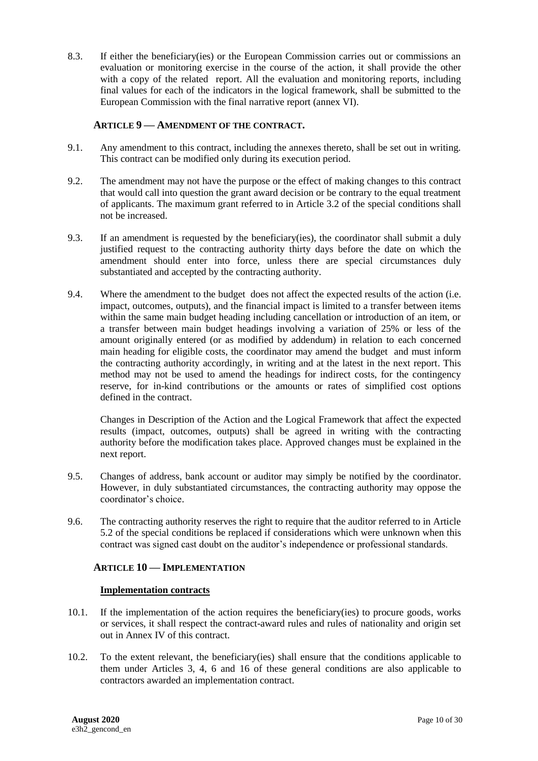8.3. If either the beneficiary(ies) or the European Commission carries out or commissions an evaluation or monitoring exercise in the course of the action, it shall provide the other with a copy of the related report. All the evaluation and monitoring reports, including final values for each of the indicators in the logical framework, shall be submitted to the European Commission with the final narrative report (annex VI).

## ARTICLE 9 — AMENDMENT OF THE CONTRACT.

9.1. Any amendment to this contract, including the annexes thereto, shall be set out in writing. This contract can be modified only during its execution period.

9.2. The amendment may not have the purpose or the effect of making changes to this contract that would call into question the grant award decision or be contrary to the equal treatment of applicants. The maximum grant referred to in Article 3.2 of the special conditions shall not be increased.

9.3. If an amendment is requested by the beneficiary(ies), the coordinator shall submit a duly justified request to the contracting authority thirty days before the date on which the amendment should enter into force, unless there are special circumstances duly substantiated and accepted by the contracting authority.

9.4. Where the amendment to the budget does not affect the expected results of the action (i.e. impact, outcomes, outputs), and the financial impact is limited to a transfer between items within the same main budget heading including cancellation or introduction of an item, or a transfer between main budget headings involving a variation of 25% or less of the amount originally entered (or as modified by addendum) in relation to each concerned main heading for eligible costs, the coordinator may amend the budget and must inform the contracting authority accordingly, in writing and at the latest in the next report. This method may not be used to amend the headings for indirect costs, for the contingency reserve, for in-kind contributions or the amounts or rates of simplified cost options defined in the contract.

Changes in Description of the Action and the Logical Framework that affect the expected results (impact, outcomes, outputs) shall be agreed in writing with the contracting authority before the modification takes place. Approved changes must be explained in the next report.

9.5. Changes of address, bank account or auditor may simply be notified by the coordinator. However, in duly substantiated circumstances, the contracting authority may oppose the coordinator's choice.

9.6. The contracting authority reserves the right to require that the auditor referred to in Article 5.2 of the special conditions be replaced if considerations which were unknown when this contract was signed cast doubt on the auditor's independence or professional standards.

## ARTICLE 10 — IMPLEMENTATION

### Implementation contracts

10.1. If the implementation of the action requires the beneficiary(ies) to procure goods, works or services, it shall respect the contract-award rules and rules of nationality and origin set out in Annex IV of this contract.

10.2. To the extent relevant, the beneficiary(ies) shall ensure that the conditions applicable to them under Articles 3, 4, 6 and 16 of these general conditions are also applicable to contractors awarded an implementation contract.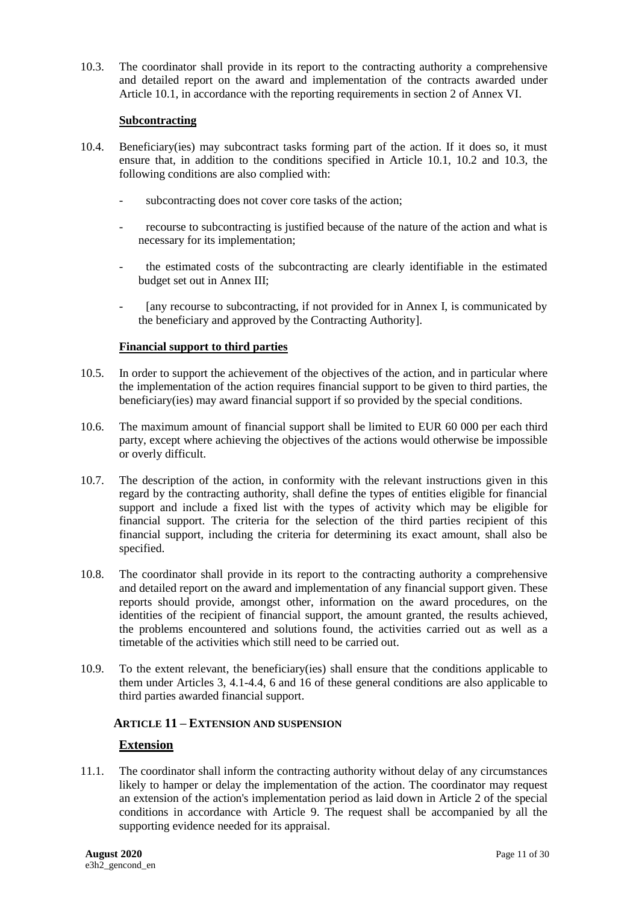10.3. The coordinator shall provide in its report to the contracting authority a comprehensive and detailed report on the award and implementation of the contracts awarded under Article 10.1, in accordance with the reporting requirements in section 2 of Annex VI.

**Subcontracting**

10.4. Beneficiary(ies) may subcontract tasks forming part of the action. If it does so, it must ensure that, in addition to the conditions specified in Article 10.1, 10.2 and 10.3, the following conditions are also complied with:

- subcontracting does not cover core tasks of the action;
- recourse to subcontracting is justified because of the nature of the action and what is necessary for its implementation;
- the estimated costs of the subcontracting are clearly identifiable in the estimated budget set out in Annex III;
- [any recourse to subcontracting, if not provided for in Annex I, is communicated by the beneficiary and approved by the Contracting Authority].

**Financial support to third parties**

10.5. In order to support the achievement of the objectives of the action, and in particular where the implementation of the action requires financial support to be given to third parties, the beneficiary(ies) may award financial support if so provided by the special conditions.

10.6. The maximum amount of financial support shall be limited to EUR 60 000 per each third party, except where achieving the objectives of the actions would otherwise be impossible or overly difficult.

10.7. The description of the action, in conformity with the relevant instructions given in this regard by the contracting authority, shall define the types of entities eligible for financial support and include a fixed list with the types of activity which may be eligible for financial support. The criteria for the selection of the third parties recipient of this financial support, including the criteria for determining its exact amount, shall also be specified.

10.8. The coordinator shall provide in its report to the contracting authority a comprehensive and detailed report on the award and implementation of any financial support given. These reports should provide, amongst other, information on the award procedures, on the identities of the recipient of financial support, the amount granted, the results achieved, the problems encountered and solutions found, the activities carried out as well as a timetable of the activities which still need to be carried out.

10.9. To the extent relevant, the beneficiary(ies) shall ensure that the conditions applicable to them under Articles 3, 4.1-4.4, 6 and 16 of these general conditions are also applicable to third parties awarded financial support.

## ARTICLE 11 – EXTENSION AND SUSPENSION

### Extension

11.1. The coordinator shall inform the contracting authority without delay of any circumstances likely to hamper or delay the implementation of the action. The coordinator may request an extension of the action's implementation period as laid down in Article 2 of the special conditions in accordance with Article 9. The request shall be accompanied by all the supporting evidence needed for its appraisal.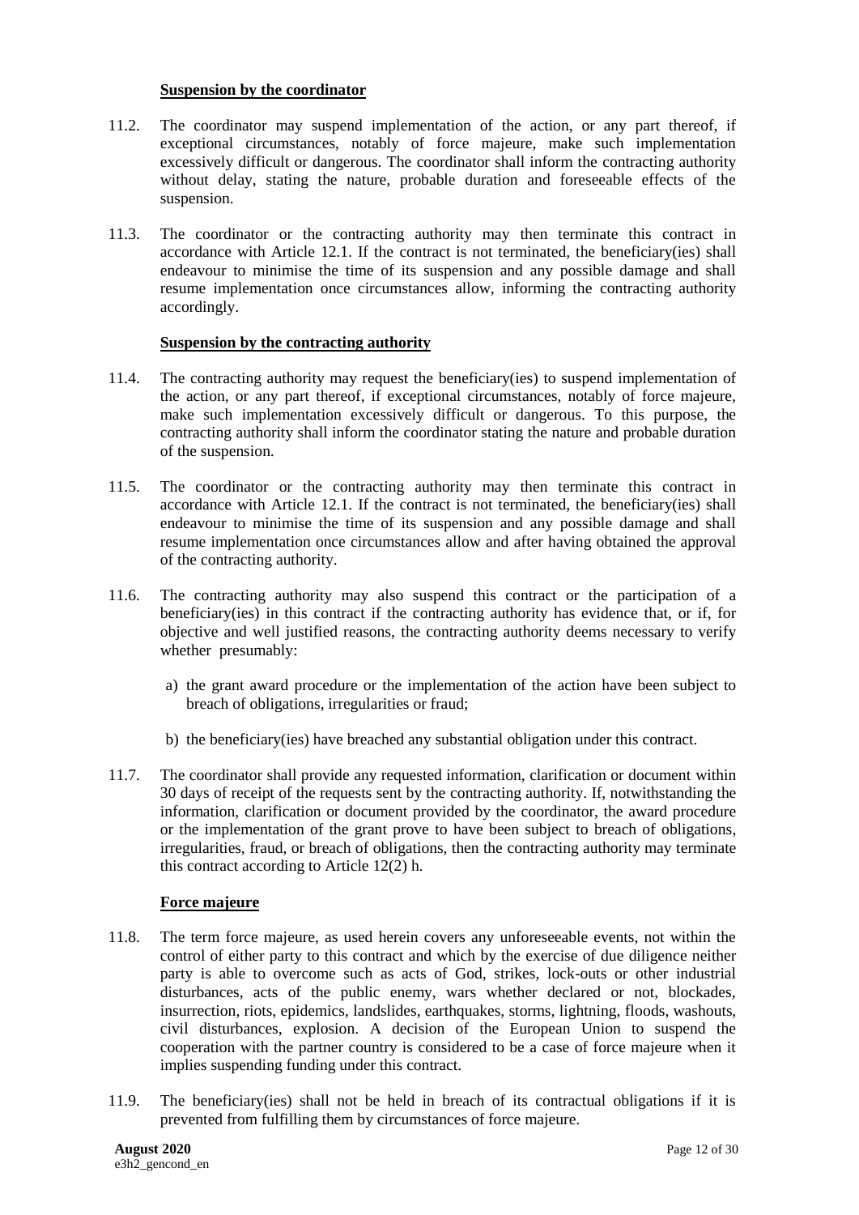**Suspension by the coordinator**

11.2. The coordinator may suspend implementation of the action, or any part thereof, if exceptional circumstances, notably of force majeure, make such implementation excessively difficult or dangerous. The coordinator shall inform the contracting authority without delay, stating the nature, probable duration and foreseeable effects of the suspension.

11.3. The coordinator or the contracting authority may then terminate this contract in accordance with Article 12.1. If the contract is not terminated, the beneficiary(ies) shall endeavour to minimise the time of its suspension and any possible damage and shall resume implementation once circumstances allow, informing the contracting authority accordingly.

**Suspension by the contracting authority**

11.4. The contracting authority may request the beneficiary(ies) to suspend implementation of the action, or any part thereof, if exceptional circumstances, notably of force majeure, make such implementation excessively difficult or dangerous. To this purpose, the contracting authority shall inform the coordinator stating the nature and probable duration of the suspension.

11.5. The coordinator or the contracting authority may then terminate this contract in accordance with Article 12.1. If the contract is not terminated, the beneficiary(ies) shall endeavour to minimise the time of its suspension and any possible damage and shall resume implementation once circumstances allow and after having obtained the approval of the contracting authority.

11.6. The contracting authority may also suspend this contract or the participation of a beneficiary(ies) in this contract if the contracting authority has evidence that, or if, for objective and well justified reasons, the contracting authority deems necessary to verify whether presumably:

a) the grant award procedure or the implementation of the action have been subject to breach of obligations, irregularities or fraud;

b) the beneficiary(ies) have breached any substantial obligation under this contract.

11.7. The coordinator shall provide any requested information, clarification or document within 30 days of receipt of the requests sent by the contracting authority. If, notwithstanding the information, clarification or document provided by the coordinator, the award procedure or the implementation of the grant prove to have been subject to breach of obligations, irregularities, fraud, or breach of obligations, then the contracting authority may terminate this contract according to Article 12(2) h.

**Force majeure**

11.8. The term force majeure, as used herein covers any unforeseeable events, not within the control of either party to this contract and which by the exercise of due diligence neither party is able to overcome such as acts of God, strikes, lock-outs or other industrial disturbances, acts of the public enemy, wars whether declared or not, blockades, insurrection, riots, epidemics, landslides, earthquakes, storms, lightning, floods, washouts, civil disturbances, explosion. A decision of the European Union to suspend the cooperation with the partner country is considered to be a case of force majeure when it implies suspending funding under this contract.

11.9. The beneficiary(ies) shall not be held in breach of its contractual obligations if it is prevented from fulfilling them by circumstances of force majeure.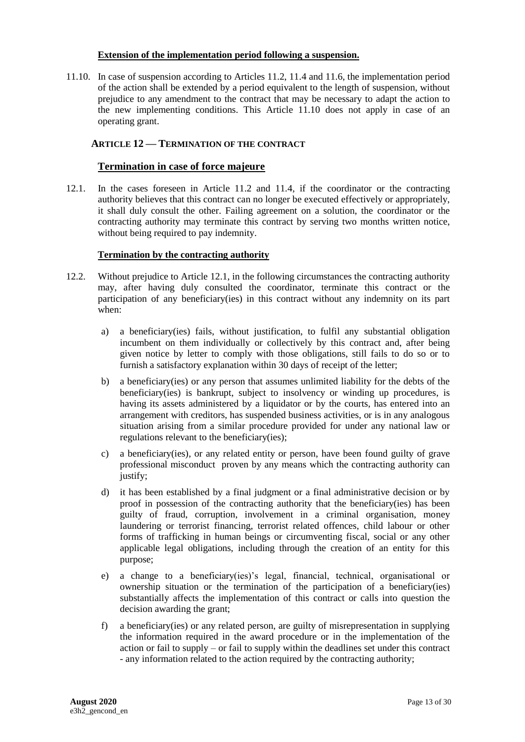**Extension of the implementation period following a suspension.**

11.10. In case of suspension according to Articles 11.2, 11.4 and 11.6, the implementation period of the action shall be extended by a period equivalent to the length of suspension, without prejudice to any amendment to the contract that may be necessary to adapt the action to the new implementing conditions. This Article 11.10 does not apply in case of an operating grant.

## ARTICLE 12 — TERMINATION OF THE CONTRACT

### Termination in case of force majeure

12.1. In the cases foreseen in Article 11.2 and 11.4, if the coordinator or the contracting authority believes that this contract can no longer be executed effectively or appropriately, it shall duly consult the other. Failing agreement on a solution, the coordinator or the contracting authority may terminate this contract by serving two months written notice, without being required to pay indemnity.

**Termination by the contracting authority**

12.2. Without prejudice to Article 12.1, in the following circumstances the contracting authority may, after having duly consulted the coordinator, terminate this contract or the participation of any beneficiary(ies) in this contract without any indemnity on its part when:

a) a beneficiary(ies) fails, without justification, to fulfil any substantial obligation incumbent on them individually or collectively by this contract and, after being given notice by letter to comply with those obligations, still fails to do so or to furnish a satisfactory explanation within 30 days of receipt of the letter;

b) a beneficiary(ies) or any person that assumes unlimited liability for the debts of the beneficiary(ies) is bankrupt, subject to insolvency or winding up procedures, is having its assets administered by a liquidator or by the courts, has entered into an arrangement with creditors, has suspended business activities, or is in any analogous situation arising from a similar procedure provided for under any national law or regulations relevant to the beneficiary(ies);

c) a beneficiary(ies), or any related entity or person, have been found guilty of grave professional misconduct proven by any means which the contracting authority can justify;

d) it has been established by a final judgment or a final administrative decision or by proof in possession of the contracting authority that the beneficiary(ies) has been guilty of fraud, corruption, involvement in a criminal organisation, money laundering or terrorist financing, terrorist related offences, child labour or other forms of trafficking in human beings or circumventing fiscal, social or any other applicable legal obligations, including through the creation of an entity for this purpose;

e) a change to a beneficiary(ies)'s legal, financial, technical, organisational or ownership situation or the termination of the participation of a beneficiary(ies) substantially affects the implementation of this contract or calls into question the decision awarding the grant;

f) a beneficiary(ies) or any related person, are guilty of misrepresentation in supplying the information required in the award procedure or in the implementation of the action or fail to supply – or fail to supply within the deadlines set under this contract - any information related to the action required by the contracting authority;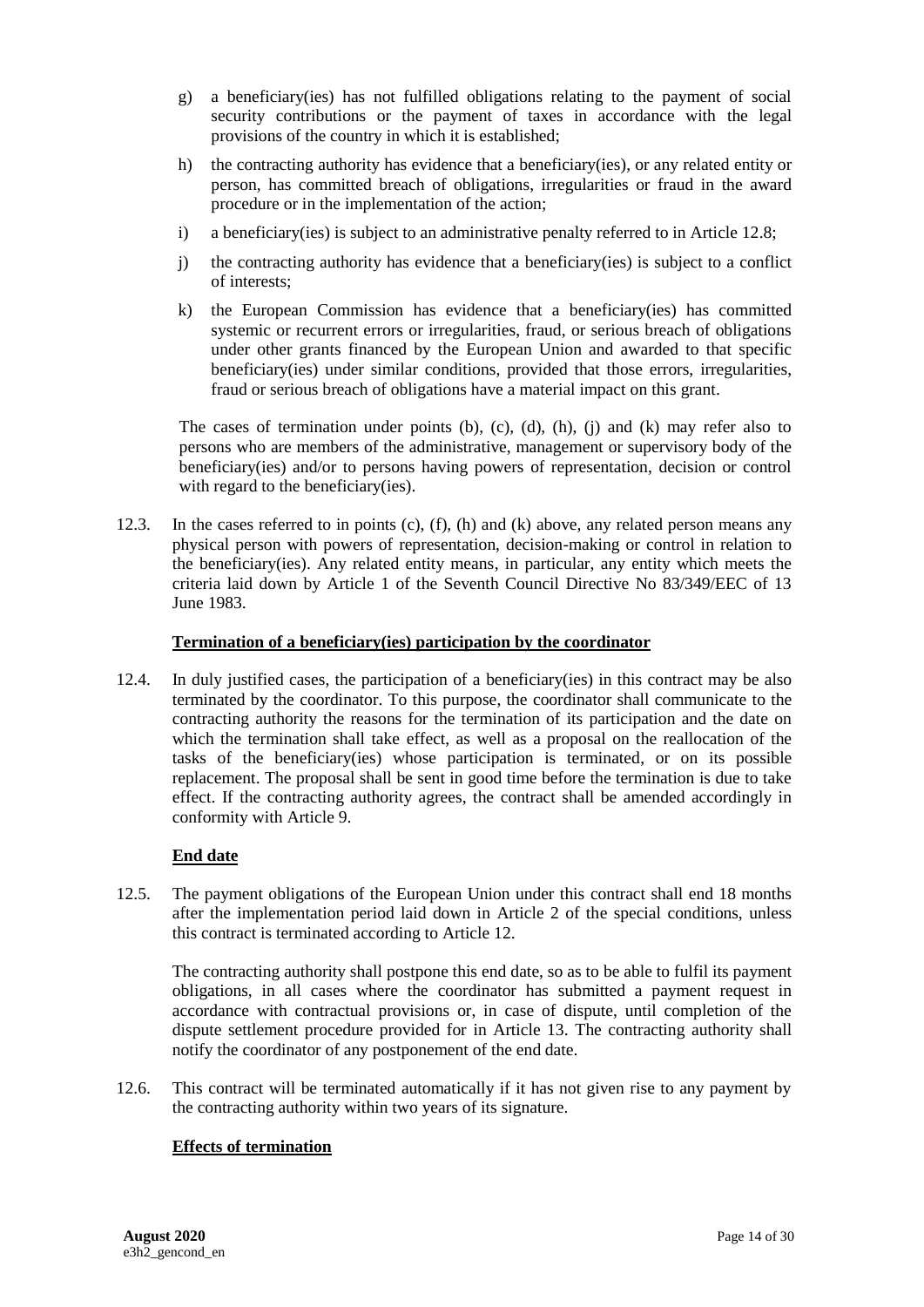g) a beneficiary(ies) has not fulfilled obligations relating to the payment of social security contributions or the payment of taxes in accordance with the legal provisions of the country in which it is established;

h) the contracting authority has evidence that a beneficiary(ies), or any related entity or person, has committed breach of obligations, irregularities or fraud in the award procedure or in the implementation of the action;

i) a beneficiary(ies) is subject to an administrative penalty referred to in Article 12.8;

j) the contracting authority has evidence that a beneficiary(ies) is subject to a conflict of interests;

k) the European Commission has evidence that a beneficiary(ies) has committed systemic or recurrent errors or irregularities, fraud, or serious breach of obligations under other grants financed by the European Union and awarded to that specific beneficiary(ies) under similar conditions, provided that those errors, irregularities, fraud or serious breach of obligations have a material impact on this grant.

The cases of termination under points (b), (c), (d), (h), (j) and (k) may refer also to persons who are members of the administrative, management or supervisory body of the beneficiary(ies) and/or to persons having powers of representation, decision or control with regard to the beneficiary(ies).

12.3. In the cases referred to in points (c), (f), (h) and (k) above, any related person means any physical person with powers of representation, decision-making or control in relation to the beneficiary(ies). Any related entity means, in particular, any entity which meets the criteria laid down by Article 1 of the Seventh Council Directive No 83/349/EEC of 13 June 1983.

**Termination of a beneficiary(ies) participation by the coordinator**

12.4. In duly justified cases, the participation of a beneficiary(ies) in this contract may be also terminated by the coordinator. To this purpose, the coordinator shall communicate to the contracting authority the reasons for the termination of its participation and the date on which the termination shall take effect, as well as a proposal on the reallocation of the tasks of the beneficiary(ies) whose participation is terminated, or on its possible replacement. The proposal shall be sent in good time before the termination is due to take effect. If the contracting authority agrees, the contract shall be amended accordingly in conformity with Article 9.

**End date**

12.5. The payment obligations of the European Union under this contract shall end 18 months after the implementation period laid down in Article 2 of the special conditions, unless this contract is terminated according to Article 12.

The contracting authority shall postpone this end date, so as to be able to fulfil its payment obligations, in all cases where the coordinator has submitted a payment request in accordance with contractual provisions or, in case of dispute, until completion of the dispute settlement procedure provided for in Article 13. The contracting authority shall notify the coordinator of any postponement of the end date.

12.6. This contract will be terminated automatically if it has not given rise to any payment by the contracting authority within two years of its signature.

**Effects of termination**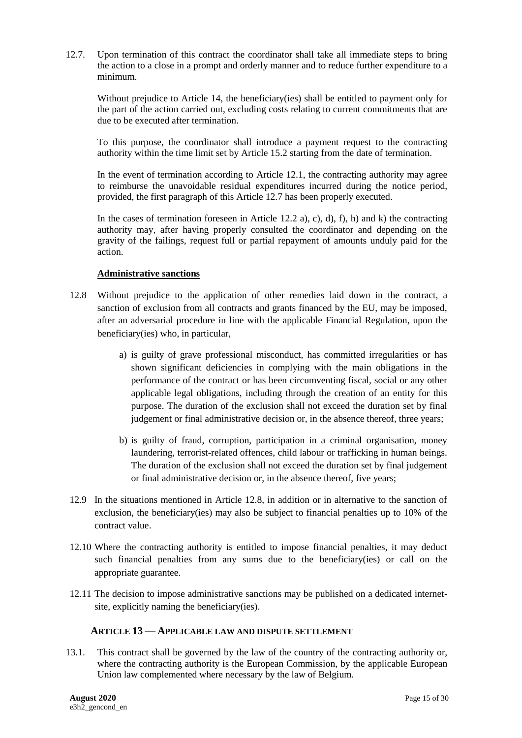12.7. Upon termination of this contract the coordinator shall take all immediate steps to bring the action to a close in a prompt and orderly manner and to reduce further expenditure to a minimum.

Without prejudice to Article 14, the beneficiary(ies) shall be entitled to payment only for the part of the action carried out, excluding costs relating to current commitments that are due to be executed after termination.

To this purpose, the coordinator shall introduce a payment request to the contracting authority within the time limit set by Article 15.2 starting from the date of termination.

In the event of termination according to Article 12.1, the contracting authority may agree to reimburse the unavoidable residual expenditures incurred during the notice period, provided, the first paragraph of this Article 12.7 has been properly executed.

In the cases of termination foreseen in Article 12.2 a), c), d), f), h) and k) the contracting authority may, after having properly consulted the coordinator and depending on the gravity of the failings, request full or partial repayment of amounts unduly paid for the action.

**Administrative sanctions**

12.8 Without prejudice to the application of other remedies laid down in the contract, a sanction of exclusion from all contracts and grants financed by the EU, may be imposed, after an adversarial procedure in line with the applicable Financial Regulation, upon the beneficiary(ies) who, in particular,

a) is guilty of grave professional misconduct, has committed irregularities or has shown significant deficiencies in complying with the main obligations in the performance of the contract or has been circumventing fiscal, social or any other applicable legal obligations, including through the creation of an entity for this purpose. The duration of the exclusion shall not exceed the duration set by final judgement or final administrative decision or, in the absence thereof, three years;

b) is guilty of fraud, corruption, participation in a criminal organisation, money laundering, terrorist-related offences, child labour or trafficking in human beings. The duration of the exclusion shall not exceed the duration set by final judgement or final administrative decision or, in the absence thereof, five years;

12.9 In the situations mentioned in Article 12.8, in addition or in alternative to the sanction of exclusion, the beneficiary(ies) may also be subject to financial penalties up to 10% of the contract value.

12.10 Where the contracting authority is entitled to impose financial penalties, it may deduct such financial penalties from any sums due to the beneficiary(ies) or call on the appropriate guarantee.

12.11 The decision to impose administrative sanctions may be published on a dedicated internet-site, explicitly naming the beneficiary(ies).

## ARTICLE 13 — APPLICABLE LAW AND DISPUTE SETTLEMENT

13.1. This contract shall be governed by the law of the country of the contracting authority or, where the contracting authority is the European Commission, by the applicable European Union law complemented where necessary by the law of Belgium.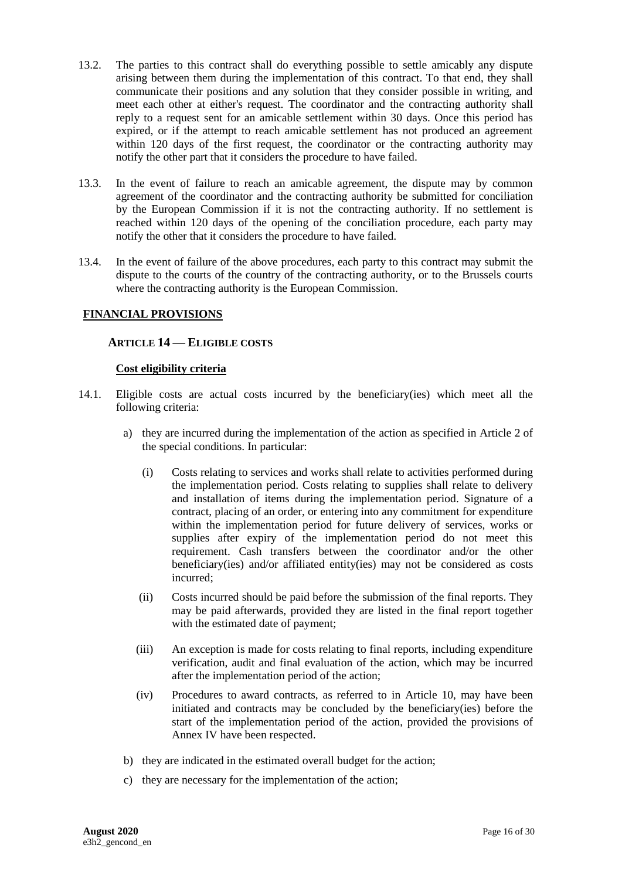13.2. The parties to this contract shall do everything possible to settle amicably any dispute arising between them during the implementation of this contract. To that end, they shall communicate their positions and any solution that they consider possible in writing, and meet each other at either's request. The coordinator and the contracting authority shall reply to a request sent for an amicable settlement within 30 days. Once this period has expired, or if the attempt to reach amicable settlement has not produced an agreement within 120 days of the first request, the coordinator or the contracting authority may notify the other part that it considers the procedure to have failed.

13.3. In the event of failure to reach an amicable agreement, the dispute may by common agreement of the coordinator and the contracting authority be submitted for conciliation by the European Commission if it is not the contracting authority. If no settlement is reached within 120 days of the opening of the conciliation procedure, each party may notify the other that it considers the procedure to have failed.

13.4. In the event of failure of the above procedures, each party to this contract may submit the dispute to the courts of the country of the contracting authority, or to the Brussels courts where the contracting authority is the European Commission.

## FINANCIAL PROVISIONS

### ARTICLE 14 — ELIGIBLE COSTS

#### Cost eligibility criteria

14.1. Eligible costs are actual costs incurred by the beneficiary(ies) which meet all the following criteria:

a) they are incurred during the implementation of the action as specified in Article 2 of the special conditions. In particular:

(i) Costs relating to services and works shall relate to activities performed during the implementation period. Costs relating to supplies shall relate to delivery and installation of items during the implementation period. Signature of a contract, placing of an order, or entering into any commitment for expenditure within the implementation period for future delivery of services, works or supplies after expiry of the implementation period do not meet this requirement. Cash transfers between the coordinator and/or the other beneficiary(ies) and/or affiliated entity(ies) may not be considered as costs incurred;

(ii) Costs incurred should be paid before the submission of the final reports. They may be paid afterwards, provided they are listed in the final report together with the estimated date of payment;

(iii) An exception is made for costs relating to final reports, including expenditure verification, audit and final evaluation of the action, which may be incurred after the implementation period of the action;

(iv) Procedures to award contracts, as referred to in Article 10, may have been initiated and contracts may be concluded by the beneficiary(ies) before the start of the implementation period of the action, provided the provisions of Annex IV have been respected.

b) they are indicated in the estimated overall budget for the action;

c) they are necessary for the implementation of the action;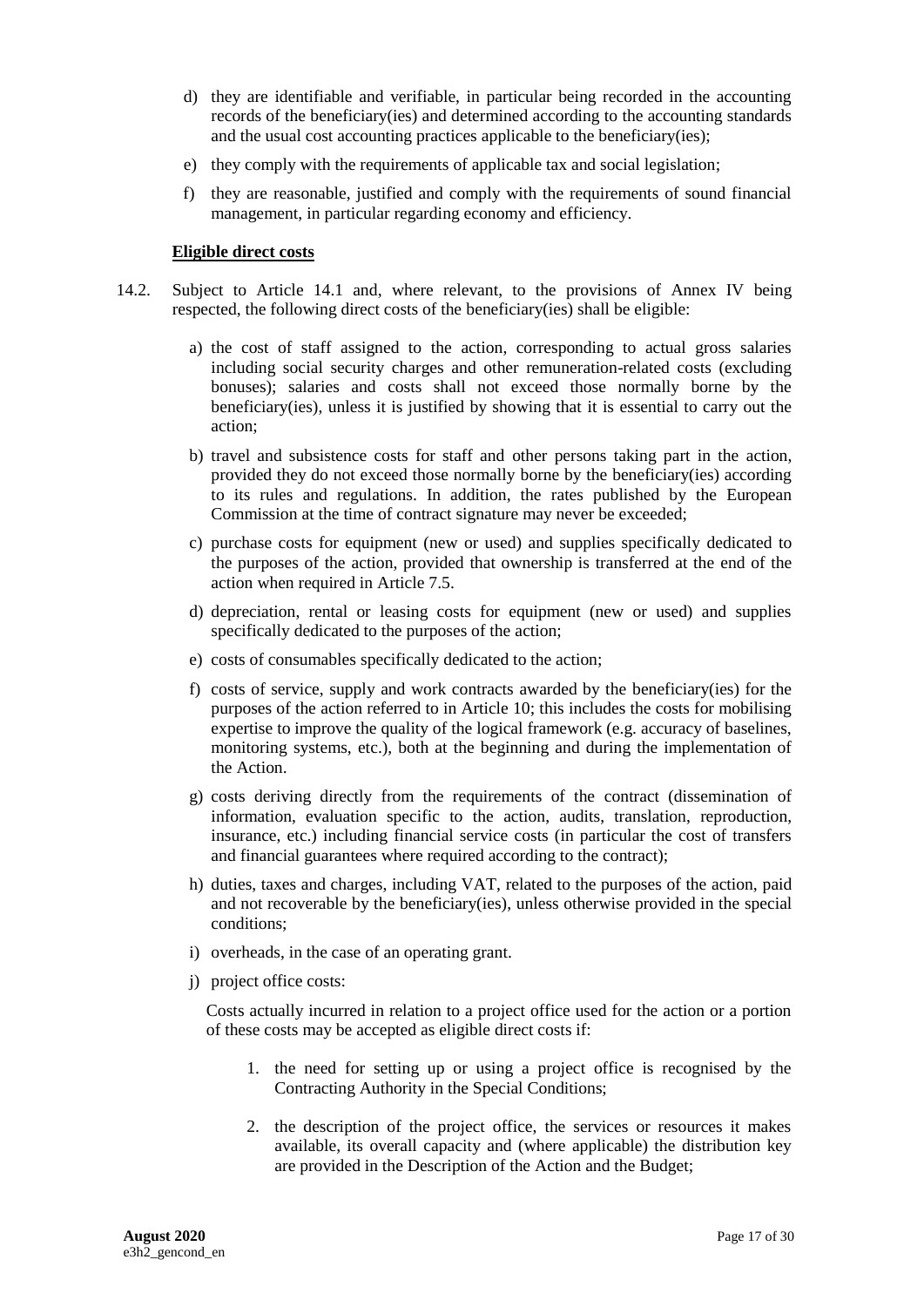d) they are identifiable and verifiable, in particular being recorded in the accounting records of the beneficiary(ies) and determined according to the accounting standards and the usual cost accounting practices applicable to the beneficiary(ies);

e) they comply with the requirements of applicable tax and social legislation;

f) they are reasonable, justified and comply with the requirements of sound financial management, in particular regarding economy and efficiency.

**Eligible direct costs**

14.2. Subject to Article 14.1 and, where relevant, to the provisions of Annex IV being respected, the following direct costs of the beneficiary(ies) shall be eligible:

a) the cost of staff assigned to the action, corresponding to actual gross salaries including social security charges and other remuneration-related costs (excluding bonuses); salaries and costs shall not exceed those normally borne by the beneficiary(ies), unless it is justified by showing that it is essential to carry out the action;

b) travel and subsistence costs for staff and other persons taking part in the action, provided they do not exceed those normally borne by the beneficiary(ies) according to its rules and regulations. In addition, the rates published by the European Commission at the time of contract signature may never be exceeded;

c) purchase costs for equipment (new or used) and supplies specifically dedicated to the purposes of the action, provided that ownership is transferred at the end of the action when required in Article 7.5.

d) depreciation, rental or leasing costs for equipment (new or used) and supplies specifically dedicated to the purposes of the action;

e) costs of consumables specifically dedicated to the action;

f) costs of service, supply and work contracts awarded by the beneficiary(ies) for the purposes of the action referred to in Article 10; this includes the costs for mobilising expertise to improve the quality of the logical framework (e.g. accuracy of baselines, monitoring systems, etc.), both at the beginning and during the implementation of the Action.

g) costs deriving directly from the requirements of the contract (dissemination of information, evaluation specific to the action, audits, translation, reproduction, insurance, etc.) including financial service costs (in particular the cost of transfers and financial guarantees where required according to the contract);

h) duties, taxes and charges, including VAT, related to the purposes of the action, paid and not recoverable by the beneficiary(ies), unless otherwise provided in the special conditions;

i) overheads, in the case of an operating grant.

j) project office costs:

Costs actually incurred in relation to a project office used for the action or a portion of these costs may be accepted as eligible direct costs if:

1. the need for setting up or using a project office is recognised by the Contracting Authority in the Special Conditions;

2. the description of the project office, the services or resources it makes available, its overall capacity and (where applicable) the distribution key are provided in the Description of the Action and the Budget;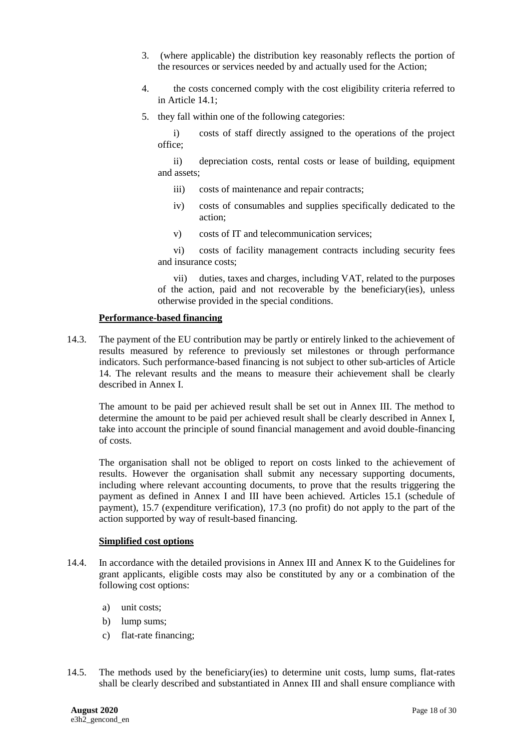3. (where applicable) the distribution key reasonably reflects the portion of the resources or services needed by and actually used for the Action;

4. the costs concerned comply with the cost eligibility criteria referred to in Article 14.1;

5. they fall within one of the following categories:

   i) costs of staff directly assigned to the operations of the project office;

   ii) depreciation costs, rental costs or lease of building, equipment and assets;

   iii) costs of maintenance and repair contracts;

   iv) costs of consumables and supplies specifically dedicated to the action;

   v) costs of IT and telecommunication services;

   vi) costs of facility management contracts including security fees and insurance costs;

   vii) duties, taxes and charges, including VAT, related to the purposes of the action, paid and not recoverable by the beneficiary(ies), unless otherwise provided in the special conditions.

**Performance-based financing**

14.3. The payment of the EU contribution may be partly or entirely linked to the achievement of results measured by reference to previously set milestones or through performance indicators. Such performance-based financing is not subject to other sub-articles of Article 14. The relevant results and the means to measure their achievement shall be clearly described in Annex I.

The amount to be paid per achieved result shall be set out in Annex III. The method to determine the amount to be paid per achieved result shall be clearly described in Annex I, take into account the principle of sound financial management and avoid double-financing of costs.

The organisation shall not be obliged to report on costs linked to the achievement of results. However the organisation shall submit any necessary supporting documents, including where relevant accounting documents, to prove that the results triggering the payment as defined in Annex I and III have been achieved. Articles 15.1 (schedule of payment), 15.7 (expenditure verification), 17.3 (no profit) do not apply to the part of the action supported by way of result-based financing.

**Simplified cost options**

14.4. In accordance with the detailed provisions in Annex III and Annex K to the Guidelines for grant applicants, eligible costs may also be constituted by any or a combination of the following cost options:

   a) unit costs;
   b) lump sums;
   c) flat-rate financing;

14.5. The methods used by the beneficiary(ies) to determine unit costs, lump sums, flat-rates shall be clearly described and substantiated in Annex III and shall ensure compliance with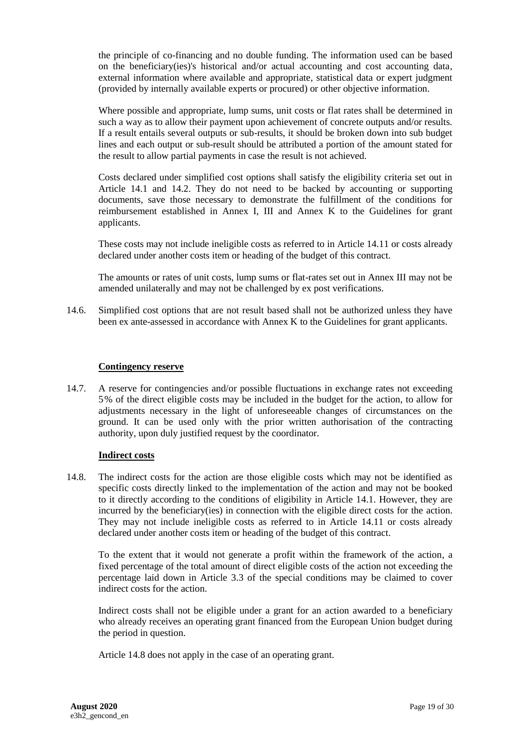the principle of co-financing and no double funding. The information used can be based on the beneficiary(ies)'s historical and/or actual accounting and cost accounting data, external information where available and appropriate, statistical data or expert judgment (provided by internally available experts or procured) or other objective information.

Where possible and appropriate, lump sums, unit costs or flat rates shall be determined in such a way as to allow their payment upon achievement of concrete outputs and/or results. If a result entails several outputs or sub-results, it should be broken down into sub budget lines and each output or sub-result should be attributed a portion of the amount stated for the result to allow partial payments in case the result is not achieved.

Costs declared under simplified cost options shall satisfy the eligibility criteria set out in Article 14.1 and 14.2. They do not need to be backed by accounting or supporting documents, save those necessary to demonstrate the fulfillment of the conditions for reimbursement established in Annex I, III and Annex K to the Guidelines for grant applicants.

These costs may not include ineligible costs as referred to in Article 14.11 or costs already declared under another costs item or heading of the budget of this contract.

The amounts or rates of unit costs, lump sums or flat-rates set out in Annex III may not be amended unilaterally and may not be challenged by ex post verifications.

14.6. Simplified cost options that are not result based shall not be authorized unless they have been ex ante-assessed in accordance with Annex K to the Guidelines for grant applicants.

**Contingency reserve**

14.7. A reserve for contingencies and/or possible fluctuations in exchange rates not exceeding 5% of the direct eligible costs may be included in the budget for the action, to allow for adjustments necessary in the light of unforeseeable changes of circumstances on the ground. It can be used only with the prior written authorisation of the contracting authority, upon duly justified request by the coordinator.

**Indirect costs**

14.8. The indirect costs for the action are those eligible costs which may not be identified as specific costs directly linked to the implementation of the action and may not be booked to it directly according to the conditions of eligibility in Article 14.1. However, they are incurred by the beneficiary(ies) in connection with the eligible direct costs for the action. They may not include ineligible costs as referred to in Article 14.11 or costs already declared under another costs item or heading of the budget of this contract.

To the extent that it would not generate a profit within the framework of the action, a fixed percentage of the total amount of direct eligible costs of the action not exceeding the percentage laid down in Article 3.3 of the special conditions may be claimed to cover indirect costs for the action.

Indirect costs shall not be eligible under a grant for an action awarded to a beneficiary who already receives an operating grant financed from the European Union budget during the period in question.

Article 14.8 does not apply in the case of an operating grant.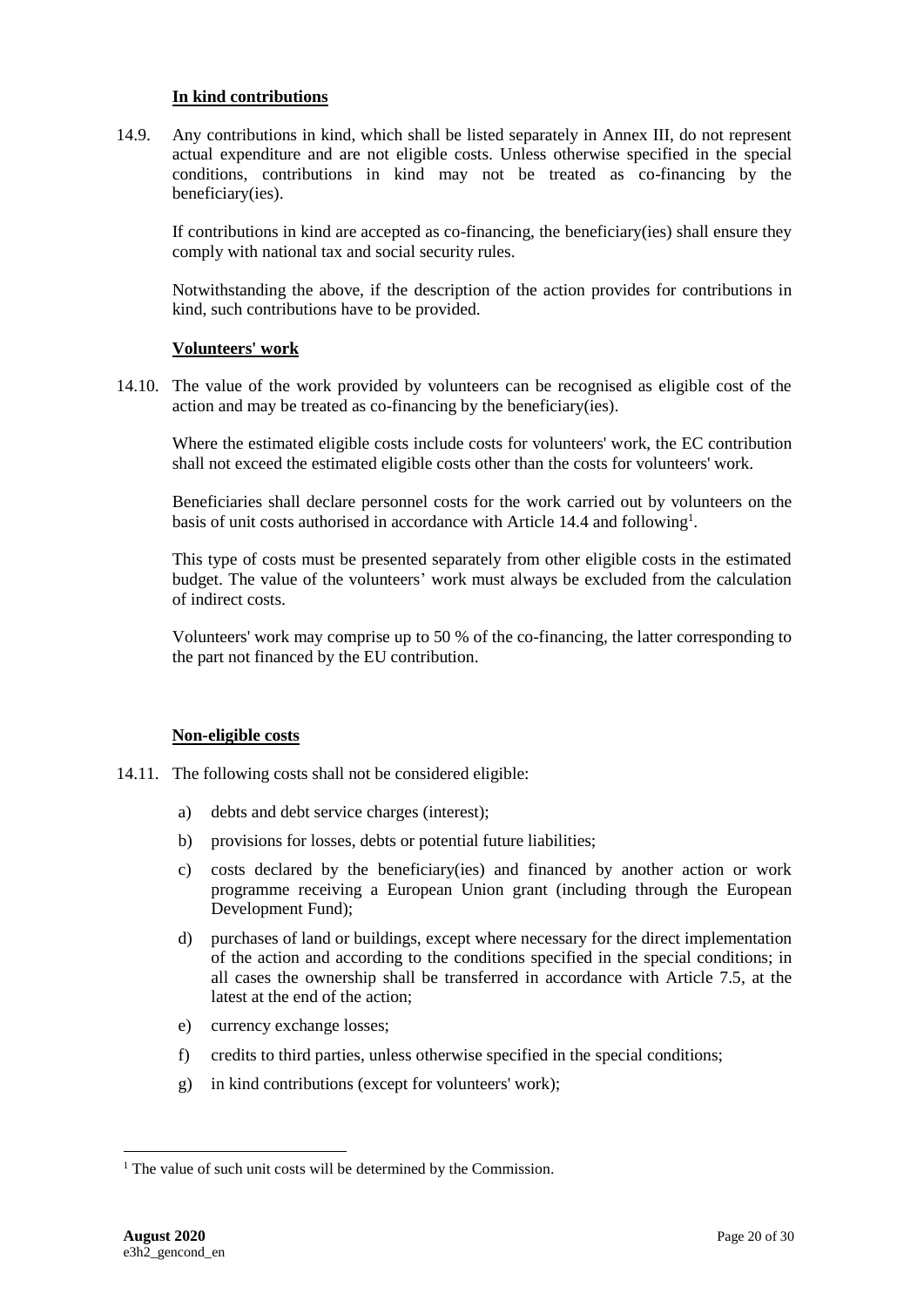**In kind contributions**

14.9. Any contributions in kind, which shall be listed separately in Annex III, do not represent actual expenditure and are not eligible costs. Unless otherwise specified in the special conditions, contributions in kind may not be treated as co-financing by the beneficiary(ies).

If contributions in kind are accepted as co-financing, the beneficiary(ies) shall ensure they comply with national tax and social security rules.

Notwithstanding the above, if the description of the action provides for contributions in kind, such contributions have to be provided.

**Volunteers' work**

14.10. The value of the work provided by volunteers can be recognised as eligible cost of the action and may be treated as co-financing by the beneficiary(ies).

Where the estimated eligible costs include costs for volunteers' work, the EC contribution shall not exceed the estimated eligible costs other than the costs for volunteers' work.

Beneficiaries shall declare personnel costs for the work carried out by volunteers on the basis of unit costs authorised in accordance with Article 14.4 and following[1].

This type of costs must be presented separately from other eligible costs in the estimated budget. The value of the volunteers' work must always be excluded from the calculation of indirect costs.

Volunteers' work may comprise up to 50 % of the co-financing, the latter corresponding to the part not financed by the EU contribution.

**Non-eligible costs**

14.11. The following costs shall not be considered eligible:

a) debts and debt service charges (interest);

b) provisions for losses, debts or potential future liabilities;

c) costs declared by the beneficiary(ies) and financed by another action or work programme receiving a European Union grant (including through the European Development Fund);

d) purchases of land or buildings, except where necessary for the direct implementation of the action and according to the conditions specified in the special conditions; in all cases the ownership shall be transferred in accordance with Article 7.5, at the latest at the end of the action;

e) currency exchange losses;

f) credits to third parties, unless otherwise specified in the special conditions;

g) in kind contributions (except for volunteers' work);

[1] The value of such unit costs will be determined by the Commission.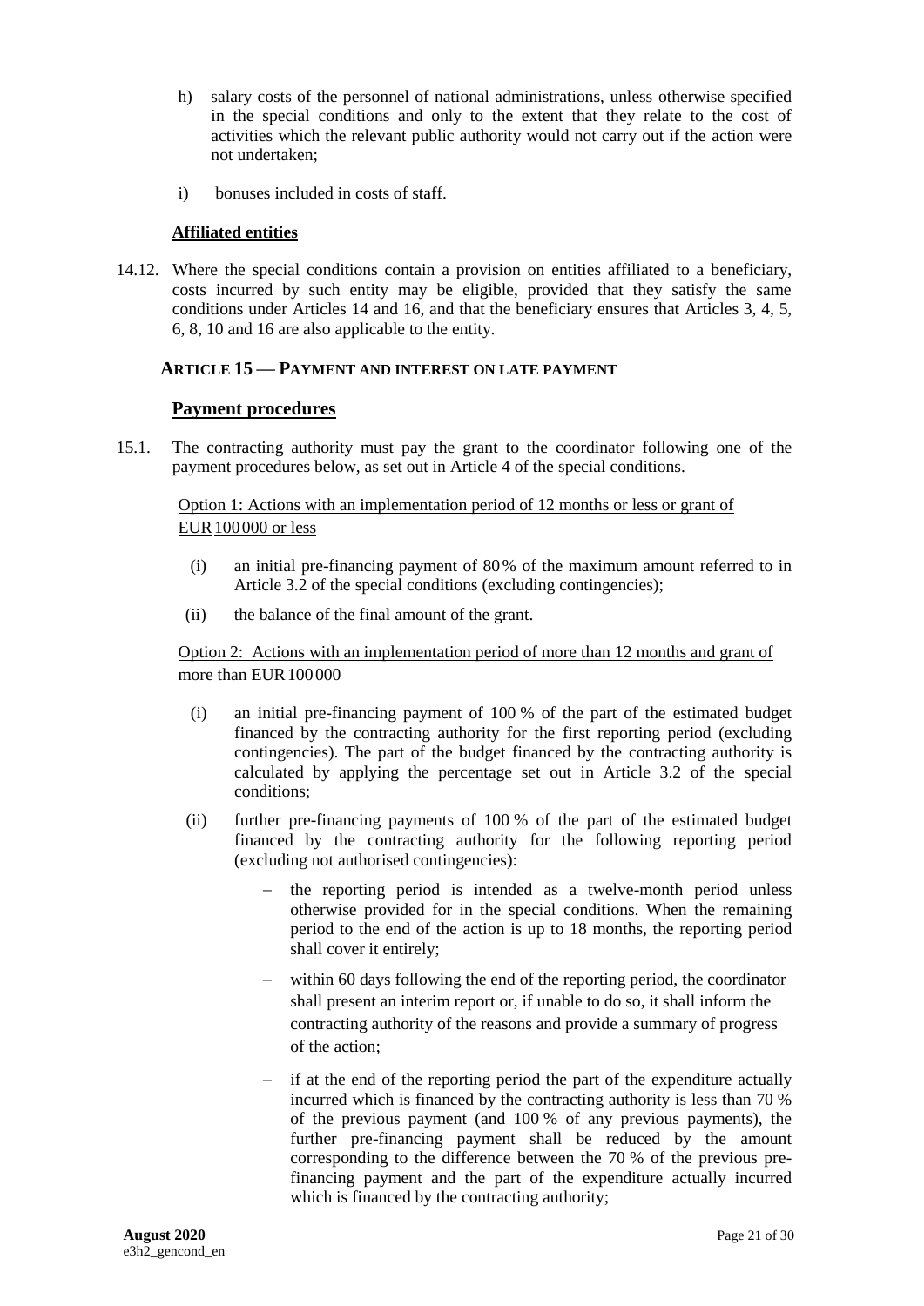h) salary costs of the personnel of national administrations, unless otherwise specified in the special conditions and only to the extent that they relate to the cost of activities which the relevant public authority would not carry out if the action were not undertaken;

i) bonuses included in costs of staff.

**Affiliated entities**

14.12. Where the special conditions contain a provision on entities affiliated to a beneficiary, costs incurred by such entity may be eligible, provided that they satisfy the same conditions under Articles 14 and 16, and that the beneficiary ensures that Articles 3, 4, 5, 6, 8, 10 and 16 are also applicable to the entity.

## ARTICLE 15 — PAYMENT AND INTEREST ON LATE PAYMENT

### Payment procedures

15.1. The contracting authority must pay the grant to the coordinator following one of the payment procedures below, as set out in Article 4 of the special conditions.

Option 1: Actions with an implementation period of 12 months or less or grant of EUR 100 000 or less

(i) an initial pre-financing payment of 80 % of the maximum amount referred to in Article 3.2 of the special conditions (excluding contingencies);

(ii) the balance of the final amount of the grant.

Option 2: Actions with an implementation period of more than 12 months and grant of more than EUR 100 000

(i) an initial pre-financing payment of 100 % of the part of the estimated budget financed by the contracting authority for the first reporting period (excluding contingencies). The part of the budget financed by the contracting authority is calculated by applying the percentage set out in Article 3.2 of the special conditions;

(ii) further pre-financing payments of 100 % of the part of the estimated budget financed by the contracting authority for the following reporting period (excluding not authorised contingencies):

- the reporting period is intended as a twelve-month period unless otherwise provided for in the special conditions. When the remaining period to the end of the action is up to 18 months, the reporting period shall cover it entirely;
- within 60 days following the end of the reporting period, the coordinator shall present an interim report or, if unable to do so, it shall inform the contracting authority of the reasons and provide a summary of progress of the action;
- if at the end of the reporting period the part of the expenditure actually incurred which is financed by the contracting authority is less than 70 % of the previous payment (and 100 % of any previous payments), the further pre-financing payment shall be reduced by the amount corresponding to the difference between the 70 % of the previous pre-financing payment and the part of the expenditure actually incurred which is financed by the contracting authority;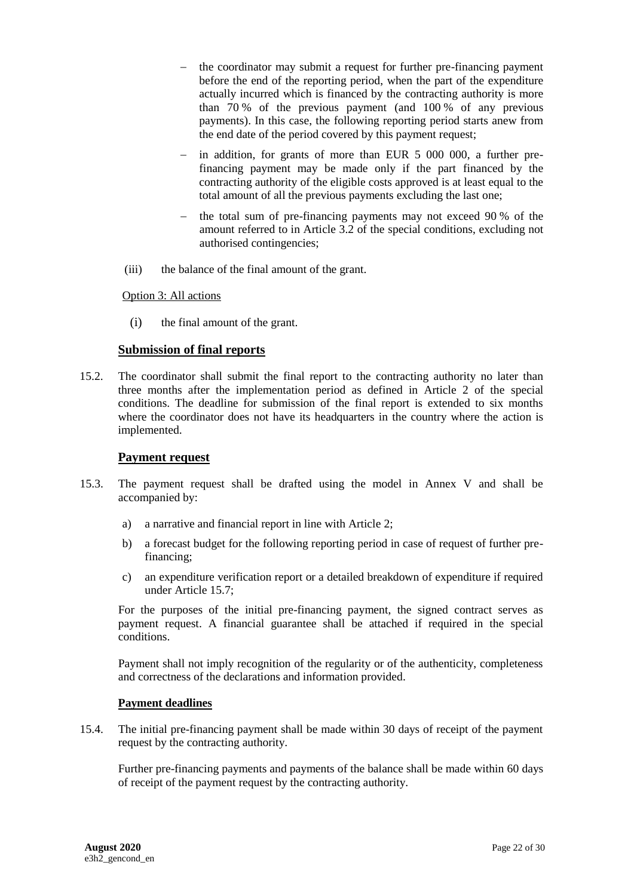- the coordinator may submit a request for further pre-financing payment before the end of the reporting period, when the part of the expenditure actually incurred which is financed by the contracting authority is more than 70 % of the previous payment (and 100 % of any previous payments). In this case, the following reporting period starts anew from the end date of the period covered by this payment request;
- in addition, for grants of more than EUR 5 000 000, a further pre-financing payment may be made only if the part financed by the contracting authority of the eligible costs approved is at least equal to the total amount of all the previous payments excluding the last one;
- the total sum of pre-financing payments may not exceed 90 % of the amount referred to in Article 3.2 of the special conditions, excluding not authorised contingencies;

(iii) the balance of the final amount of the grant.

Option 3: All actions

(i) the final amount of the grant.

**Submission of final reports**

15.2. The coordinator shall submit the final report to the contracting authority no later than three months after the implementation period as defined in Article 2 of the special conditions. The deadline for submission of the final report is extended to six months where the coordinator does not have its headquarters in the country where the action is implemented.

**Payment request**

15.3. The payment request shall be drafted using the model in Annex V and shall be accompanied by:

a) a narrative and financial report in line with Article 2;

b) a forecast budget for the following reporting period in case of request of further pre-financing;

c) an expenditure verification report or a detailed breakdown of expenditure if required under Article 15.7;

For the purposes of the initial pre-financing payment, the signed contract serves as payment request. A financial guarantee shall be attached if required in the special conditions.

Payment shall not imply recognition of the regularity or of the authenticity, completeness and correctness of the declarations and information provided.

**Payment deadlines**

15.4. The initial pre-financing payment shall be made within 30 days of receipt of the payment request by the contracting authority.

Further pre-financing payments and payments of the balance shall be made within 60 days of receipt of the payment request by the contracting authority.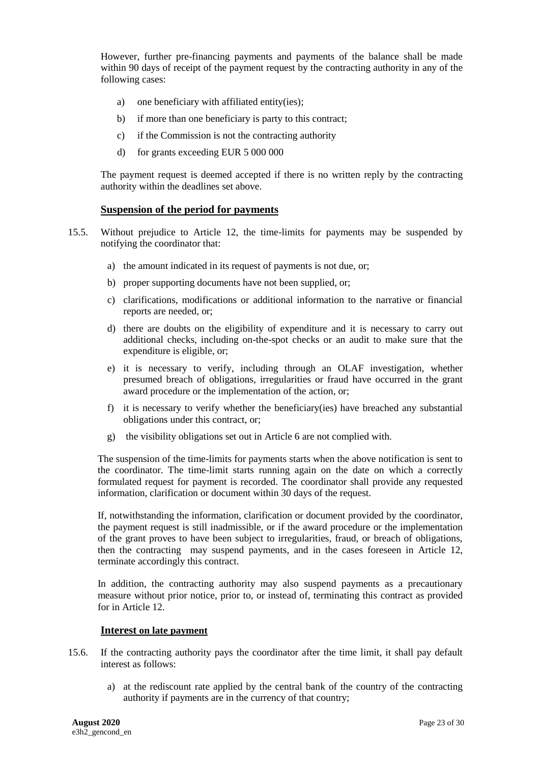However, further pre-financing payments and payments of the balance shall be made within 90 days of receipt of the payment request by the contracting authority in any of the following cases:

a) one beneficiary with affiliated entity(ies);

b) if more than one beneficiary is party to this contract;

c) if the Commission is not the contracting authority

d) for grants exceeding EUR 5 000 000

The payment request is deemed accepted if there is no written reply by the contracting authority within the deadlines set above.

**Suspension of the period for payments**

15.5. Without prejudice to Article 12, the time-limits for payments may be suspended by notifying the coordinator that:

a) the amount indicated in its request of payments is not due, or;

b) proper supporting documents have not been supplied, or;

c) clarifications, modifications or additional information to the narrative or financial reports are needed, or;

d) there are doubts on the eligibility of expenditure and it is necessary to carry out additional checks, including on-the-spot checks or an audit to make sure that the expenditure is eligible, or;

e) it is necessary to verify, including through an OLAF investigation, whether presumed breach of obligations, irregularities or fraud have occurred in the grant award procedure or the implementation of the action, or;

f) it is necessary to verify whether the beneficiary(ies) have breached any substantial obligations under this contract, or;

g) the visibility obligations set out in Article 6 are not complied with.

The suspension of the time-limits for payments starts when the above notification is sent to the coordinator. The time-limit starts running again on the date on which a correctly formulated request for payment is recorded. The coordinator shall provide any requested information, clarification or document within 30 days of the request.

If, notwithstanding the information, clarification or document provided by the coordinator, the payment request is still inadmissible, or if the award procedure or the implementation of the grant proves to have been subject to irregularities, fraud, or breach of obligations, then the contracting may suspend payments, and in the cases foreseen in Article 12, terminate accordingly this contract.

In addition, the contracting authority may also suspend payments as a precautionary measure without prior notice, prior to, or instead of, terminating this contract as provided for in Article 12.

**Interest on late payment**

15.6. If the contracting authority pays the coordinator after the time limit, it shall pay default interest as follows:

a) at the rediscount rate applied by the central bank of the country of the contracting authority if payments are in the currency of that country;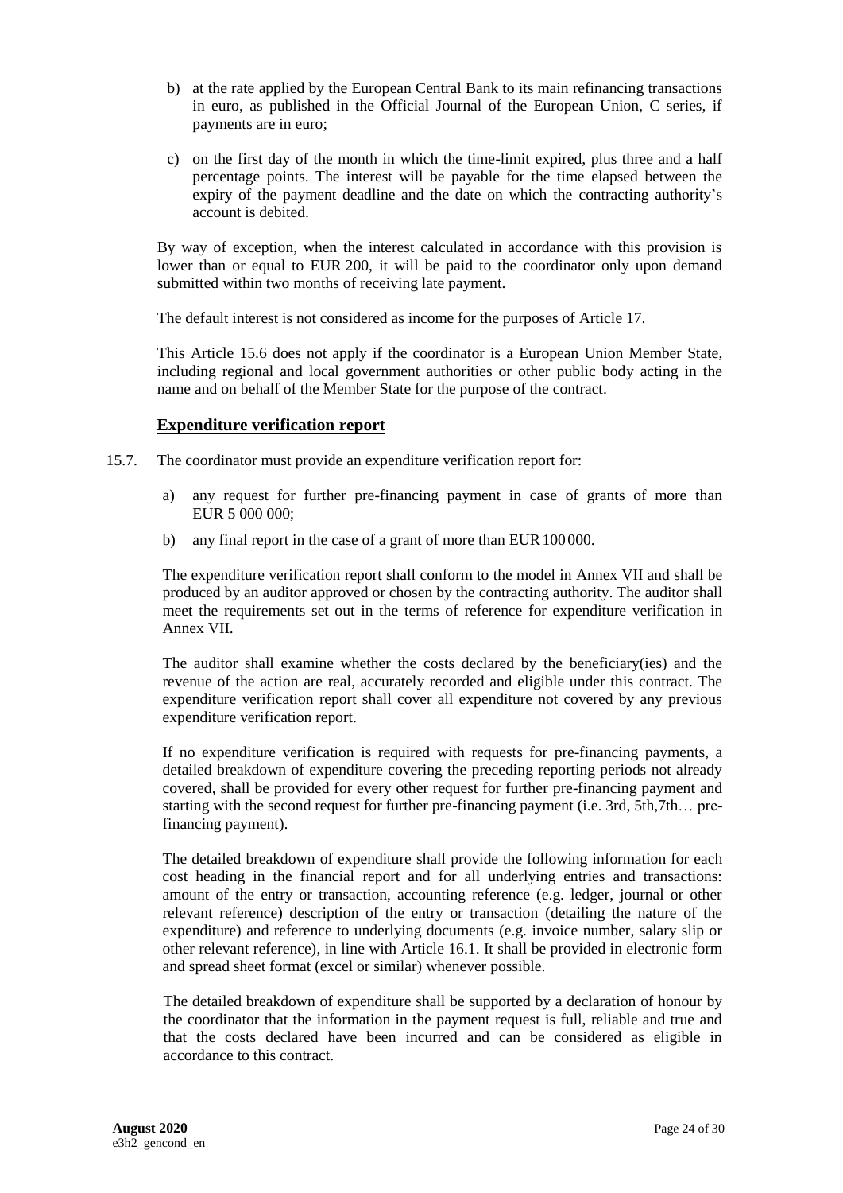b) at the rate applied by the European Central Bank to its main refinancing transactions in euro, as published in the Official Journal of the European Union, C series, if payments are in euro;

c) on the first day of the month in which the time-limit expired, plus three and a half percentage points. The interest will be payable for the time elapsed between the expiry of the payment deadline and the date on which the contracting authority's account is debited.

By way of exception, when the interest calculated in accordance with this provision is lower than or equal to EUR 200, it will be paid to the coordinator only upon demand submitted within two months of receiving late payment.

The default interest is not considered as income for the purposes of Article 17.

This Article 15.6 does not apply if the coordinator is a European Union Member State, including regional and local government authorities or other public body acting in the name and on behalf of the Member State for the purpose of the contract.

### Expenditure verification report

15.7. The coordinator must provide an expenditure verification report for:

a) any request for further pre-financing payment in case of grants of more than EUR 5 000 000;

b) any final report in the case of a grant of more than EUR 100 000.

The expenditure verification report shall conform to the model in Annex VII and shall be produced by an auditor approved or chosen by the contracting authority. The auditor shall meet the requirements set out in the terms of reference for expenditure verification in Annex VII.

The auditor shall examine whether the costs declared by the beneficiary(ies) and the revenue of the action are real, accurately recorded and eligible under this contract. The expenditure verification report shall cover all expenditure not covered by any previous expenditure verification report.

If no expenditure verification is required with requests for pre-financing payments, a detailed breakdown of expenditure covering the preceding reporting periods not already covered, shall be provided for every other request for further pre-financing payment and starting with the second request for further pre-financing payment (i.e. 3rd, 5th,7th… pre-financing payment).

The detailed breakdown of expenditure shall provide the following information for each cost heading in the financial report and for all underlying entries and transactions: amount of the entry or transaction, accounting reference (e.g. ledger, journal or other relevant reference) description of the entry or transaction (detailing the nature of the expenditure) and reference to underlying documents (e.g. invoice number, salary slip or other relevant reference), in line with Article 16.1. It shall be provided in electronic form and spread sheet format (excel or similar) whenever possible.

The detailed breakdown of expenditure shall be supported by a declaration of honour by the coordinator that the information in the payment request is full, reliable and true and that the costs declared have been incurred and can be considered as eligible in accordance to this contract.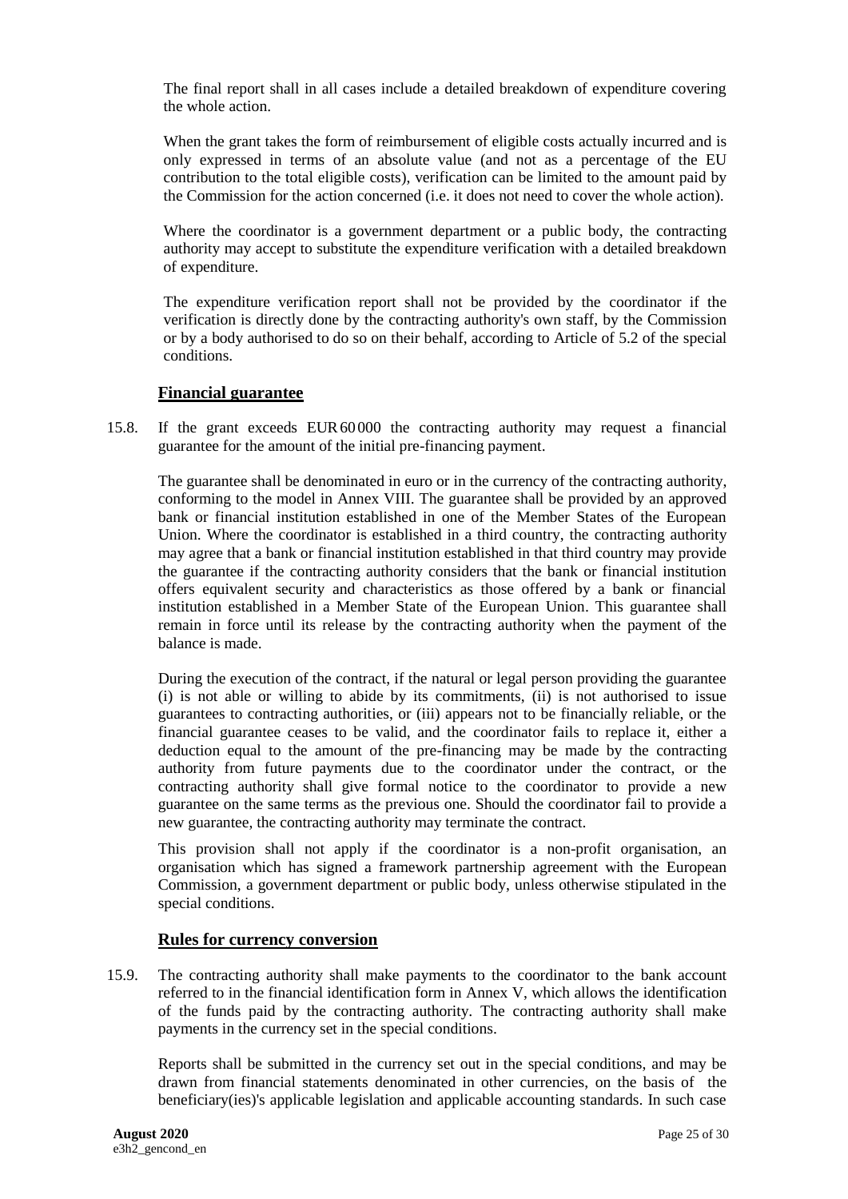The final report shall in all cases include a detailed breakdown of expenditure covering the whole action.

When the grant takes the form of reimbursement of eligible costs actually incurred and is only expressed in terms of an absolute value (and not as a percentage of the EU contribution to the total eligible costs), verification can be limited to the amount paid by the Commission for the action concerned (i.e. it does not need to cover the whole action).

Where the coordinator is a government department or a public body, the contracting authority may accept to substitute the expenditure verification with a detailed breakdown of expenditure.

The expenditure verification report shall not be provided by the coordinator if the verification is directly done by the contracting authority's own staff, by the Commission or by a body authorised to do so on their behalf, according to Article of 5.2 of the special conditions.

### **Financial guarantee**

15.8. If the grant exceeds EUR 60 000 the contracting authority may request a financial guarantee for the amount of the initial pre-financing payment.

The guarantee shall be denominated in euro or in the currency of the contracting authority, conforming to the model in Annex VIII. The guarantee shall be provided by an approved bank or financial institution established in one of the Member States of the European Union. Where the coordinator is established in a third country, the contracting authority may agree that a bank or financial institution established in that third country may provide the guarantee if the contracting authority considers that the bank or financial institution offers equivalent security and characteristics as those offered by a bank or financial institution established in a Member State of the European Union. This guarantee shall remain in force until its release by the contracting authority when the payment of the balance is made.

During the execution of the contract, if the natural or legal person providing the guarantee (i) is not able or willing to abide by its commitments, (ii) is not authorised to issue guarantees to contracting authorities, or (iii) appears not to be financially reliable, or the financial guarantee ceases to be valid, and the coordinator fails to replace it, either a deduction equal to the amount of the pre-financing may be made by the contracting authority from future payments due to the coordinator under the contract, or the contracting authority shall give formal notice to the coordinator to provide a new guarantee on the same terms as the previous one. Should the coordinator fail to provide a new guarantee, the contracting authority may terminate the contract.

This provision shall not apply if the coordinator is a non-profit organisation, an organisation which has signed a framework partnership agreement with the European Commission, a government department or public body, unless otherwise stipulated in the special conditions.

### **Rules for currency conversion**

15.9. The contracting authority shall make payments to the coordinator to the bank account referred to in the financial identification form in Annex V, which allows the identification of the funds paid by the contracting authority. The contracting authority shall make payments in the currency set in the special conditions.

Reports shall be submitted in the currency set out in the special conditions, and may be drawn from financial statements denominated in other currencies, on the basis of the beneficiary(ies)'s applicable legislation and applicable accounting standards. In such case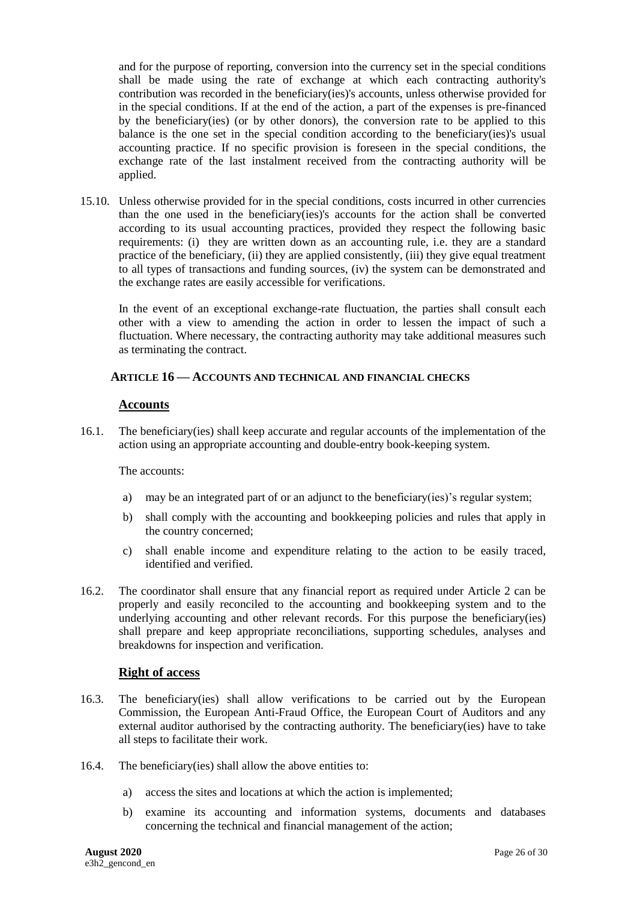and for the purpose of reporting, conversion into the currency set in the special conditions shall be made using the rate of exchange at which each contracting authority's contribution was recorded in the beneficiary(ies)'s accounts, unless otherwise provided for in the special conditions. If at the end of the action, a part of the expenses is pre-financed by the beneficiary(ies) (or by other donors), the conversion rate to be applied to this balance is the one set in the special condition according to the beneficiary(ies)'s usual accounting practice. If no specific provision is foreseen in the special conditions, the exchange rate of the last instalment received from the contracting authority will be applied.

15.10. Unless otherwise provided for in the special conditions, costs incurred in other currencies than the one used in the beneficiary(ies)'s accounts for the action shall be converted according to its usual accounting practices, provided they respect the following basic requirements: (i) they are written down as an accounting rule, i.e. they are a standard practice of the beneficiary, (ii) they are applied consistently, (iii) they give equal treatment to all types of transactions and funding sources, (iv) the system can be demonstrated and the exchange rates are easily accessible for verifications.

In the event of an exceptional exchange-rate fluctuation, the parties shall consult each other with a view to amending the action in order to lessen the impact of such a fluctuation. Where necessary, the contracting authority may take additional measures such as terminating the contract.

## ARTICLE 16 — ACCOUNTS AND TECHNICAL AND FINANCIAL CHECKS

### Accounts

16.1. The beneficiary(ies) shall keep accurate and regular accounts of the implementation of the action using an appropriate accounting and double-entry book-keeping system.

The accounts:

a) may be an integrated part of or an adjunct to the beneficiary(ies)'s regular system;

b) shall comply with the accounting and bookkeeping policies and rules that apply in the country concerned;

c) shall enable income and expenditure relating to the action to be easily traced, identified and verified.

16.2. The coordinator shall ensure that any financial report as required under Article 2 can be properly and easily reconciled to the accounting and bookkeeping system and to the underlying accounting and other relevant records. For this purpose the beneficiary(ies) shall prepare and keep appropriate reconciliations, supporting schedules, analyses and breakdowns for inspection and verification.

### Right of access

16.3. The beneficiary(ies) shall allow verifications to be carried out by the European Commission, the European Anti-Fraud Office, the European Court of Auditors and any external auditor authorised by the contracting authority. The beneficiary(ies) have to take all steps to facilitate their work.

16.4. The beneficiary(ies) shall allow the above entities to:

a) access the sites and locations at which the action is implemented;

b) examine its accounting and information systems, documents and databases concerning the technical and financial management of the action;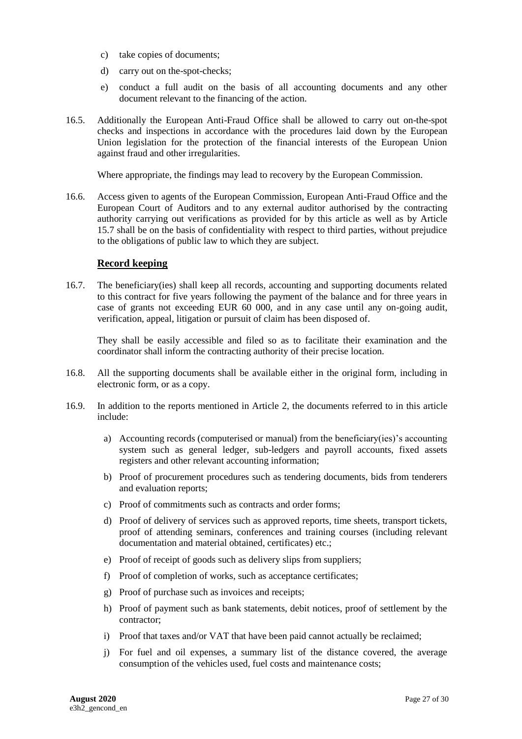c) take copies of documents;

d) carry out on the-spot-checks;

e) conduct a full audit on the basis of all accounting documents and any other document relevant to the financing of the action.

16.5. Additionally the European Anti-Fraud Office shall be allowed to carry out on-the-spot checks and inspections in accordance with the procedures laid down by the European Union legislation for the protection of the financial interests of the European Union against fraud and other irregularities.

Where appropriate, the findings may lead to recovery by the European Commission.

16.6. Access given to agents of the European Commission, European Anti-Fraud Office and the European Court of Auditors and to any external auditor authorised by the contracting authority carrying out verifications as provided for by this article as well as by Article 15.7 shall be on the basis of confidentiality with respect to third parties, without prejudice to the obligations of public law to which they are subject.

**Record keeping**

16.7. The beneficiary(ies) shall keep all records, accounting and supporting documents related to this contract for five years following the payment of the balance and for three years in case of grants not exceeding EUR 60 000, and in any case until any on-going audit, verification, appeal, litigation or pursuit of claim has been disposed of.

They shall be easily accessible and filed so as to facilitate their examination and the coordinator shall inform the contracting authority of their precise location.

16.8. All the supporting documents shall be available either in the original form, including in electronic form, or as a copy.

16.9. In addition to the reports mentioned in Article 2, the documents referred to in this article include:

a) Accounting records (computerised or manual) from the beneficiary(ies)'s accounting system such as general ledger, sub-ledgers and payroll accounts, fixed assets registers and other relevant accounting information;

b) Proof of procurement procedures such as tendering documents, bids from tenderers and evaluation reports;

c) Proof of commitments such as contracts and order forms;

d) Proof of delivery of services such as approved reports, time sheets, transport tickets, proof of attending seminars, conferences and training courses (including relevant documentation and material obtained, certificates) etc.;

e) Proof of receipt of goods such as delivery slips from suppliers;

f) Proof of completion of works, such as acceptance certificates;

g) Proof of purchase such as invoices and receipts;

h) Proof of payment such as bank statements, debit notices, proof of settlement by the contractor;

i) Proof that taxes and/or VAT that have been paid cannot actually be reclaimed;

j) For fuel and oil expenses, a summary list of the distance covered, the average consumption of the vehicles used, fuel costs and maintenance costs;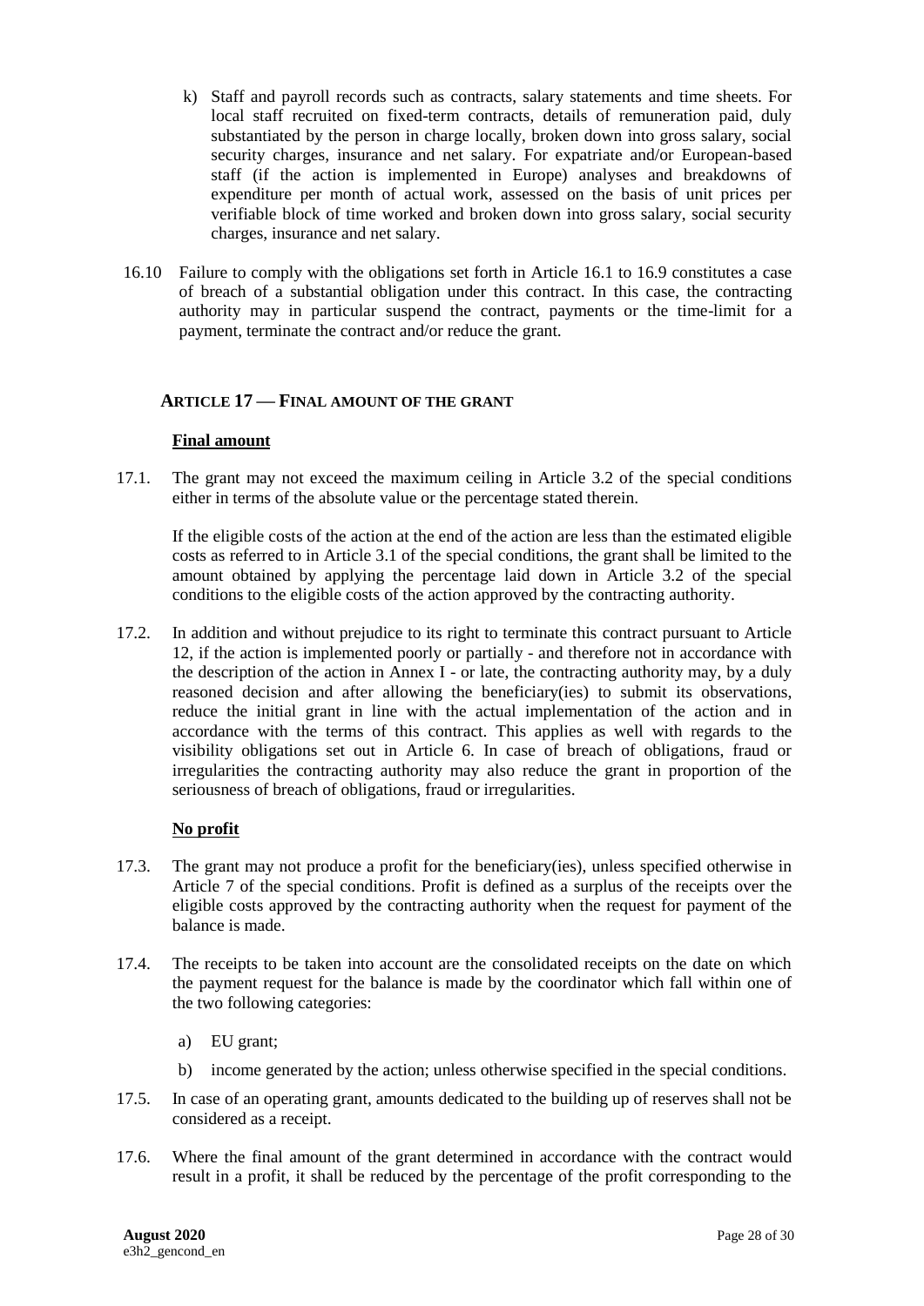k) Staff and payroll records such as contracts, salary statements and time sheets. For local staff recruited on fixed-term contracts, details of remuneration paid, duly substantiated by the person in charge locally, broken down into gross salary, social security charges, insurance and net salary. For expatriate and/or European-based staff (if the action is implemented in Europe) analyses and breakdowns of expenditure per month of actual work, assessed on the basis of unit prices per verifiable block of time worked and broken down into gross salary, social security charges, insurance and net salary.

16.10 Failure to comply with the obligations set forth in Article 16.1 to 16.9 constitutes a case of breach of a substantial obligation under this contract. In this case, the contracting authority may in particular suspend the contract, payments or the time-limit for a payment, terminate the contract and/or reduce the grant.

## ARTICLE 17 — FINAL AMOUNT OF THE GRANT

**Final amount**

17.1. The grant may not exceed the maximum ceiling in Article 3.2 of the special conditions either in terms of the absolute value or the percentage stated therein.

If the eligible costs of the action at the end of the action are less than the estimated eligible costs as referred to in Article 3.1 of the special conditions, the grant shall be limited to the amount obtained by applying the percentage laid down in Article 3.2 of the special conditions to the eligible costs of the action approved by the contracting authority.

17.2. In addition and without prejudice to its right to terminate this contract pursuant to Article 12, if the action is implemented poorly or partially - and therefore not in accordance with the description of the action in Annex I - or late, the contracting authority may, by a duly reasoned decision and after allowing the beneficiary(ies) to submit its observations, reduce the initial grant in line with the actual implementation of the action and in accordance with the terms of this contract. This applies as well with regards to the visibility obligations set out in Article 6. In case of breach of obligations, fraud or irregularities the contracting authority may also reduce the grant in proportion of the seriousness of breach of obligations, fraud or irregularities.

**No profit**

17.3. The grant may not produce a profit for the beneficiary(ies), unless specified otherwise in Article 7 of the special conditions. Profit is defined as a surplus of the receipts over the eligible costs approved by the contracting authority when the request for payment of the balance is made.

17.4. The receipts to be taken into account are the consolidated receipts on the date on which the payment request for the balance is made by the coordinator which fall within one of the two following categories:

a) EU grant;

b) income generated by the action; unless otherwise specified in the special conditions.

17.5. In case of an operating grant, amounts dedicated to the building up of reserves shall not be considered as a receipt.

17.6. Where the final amount of the grant determined in accordance with the contract would result in a profit, it shall be reduced by the percentage of the profit corresponding to the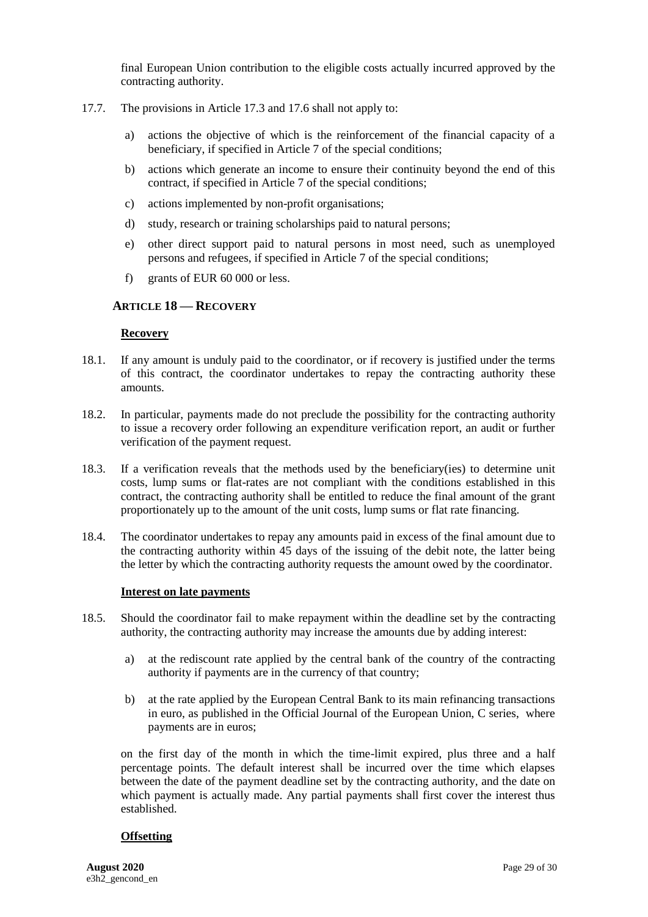final European Union contribution to the eligible costs actually incurred approved by the contracting authority.

17.7. The provisions in Article 17.3 and 17.6 shall not apply to:

a) actions the objective of which is the reinforcement of the financial capacity of a beneficiary, if specified in Article 7 of the special conditions;

b) actions which generate an income to ensure their continuity beyond the end of this contract, if specified in Article 7 of the special conditions;

c) actions implemented by non-profit organisations;

d) study, research or training scholarships paid to natural persons;

e) other direct support paid to natural persons in most need, such as unemployed persons and refugees, if specified in Article 7 of the special conditions;

f) grants of EUR 60 000 or less.

## ARTICLE 18 — RECOVERY

**Recovery**

18.1. If any amount is unduly paid to the coordinator, or if recovery is justified under the terms of this contract, the coordinator undertakes to repay the contracting authority these amounts.

18.2. In particular, payments made do not preclude the possibility for the contracting authority to issue a recovery order following an expenditure verification report, an audit or further verification of the payment request.

18.3. If a verification reveals that the methods used by the beneficiary(ies) to determine unit costs, lump sums or flat-rates are not compliant with the conditions established in this contract, the contracting authority shall be entitled to reduce the final amount of the grant proportionately up to the amount of the unit costs, lump sums or flat rate financing.

18.4. The coordinator undertakes to repay any amounts paid in excess of the final amount due to the contracting authority within 45 days of the issuing of the debit note, the latter being the letter by which the contracting authority requests the amount owed by the coordinator.

**Interest on late payments**

18.5. Should the coordinator fail to make repayment within the deadline set by the contracting authority, the contracting authority may increase the amounts due by adding interest:

a) at the rediscount rate applied by the central bank of the country of the contracting authority if payments are in the currency of that country;

b) at the rate applied by the European Central Bank to its main refinancing transactions in euro, as published in the Official Journal of the European Union, C series, where payments are in euros;

on the first day of the month in which the time-limit expired, plus three and a half percentage points. The default interest shall be incurred over the time which elapses between the date of the payment deadline set by the contracting authority, and the date on which payment is actually made. Any partial payments shall first cover the interest thus established.

**Offsetting**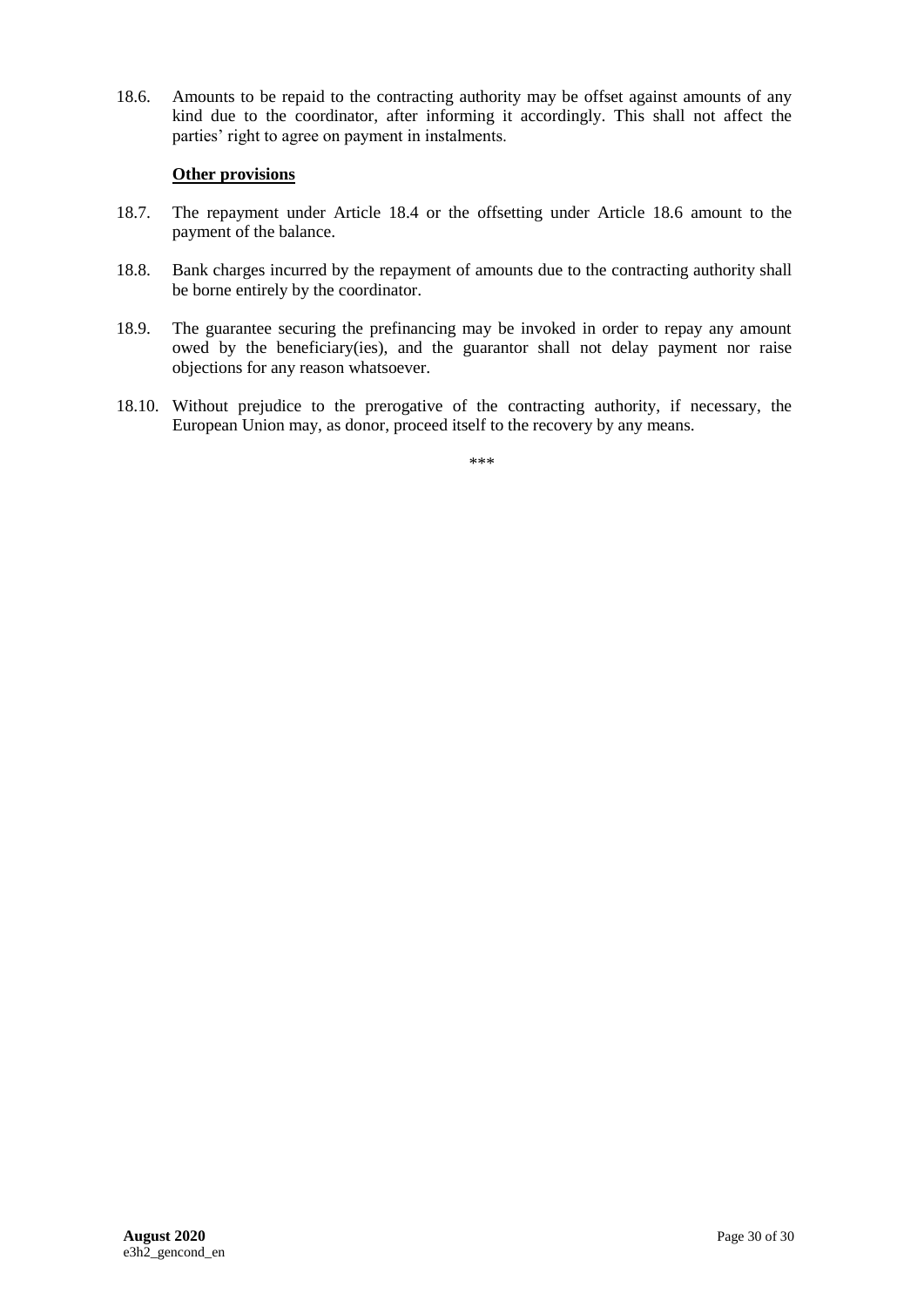18.6. Amounts to be repaid to the contracting authority may be offset against amounts of any kind due to the coordinator, after informing it accordingly. This shall not affect the parties' right to agree on payment in instalments.

**Other provisions**

18.7. The repayment under Article 18.4 or the offsetting under Article 18.6 amount to the payment of the balance.

18.8. Bank charges incurred by the repayment of amounts due to the contracting authority shall be borne entirely by the coordinator.

18.9. The guarantee securing the prefinancing may be invoked in order to repay any amount owed by the beneficiary(ies), and the guarantor shall not delay payment nor raise objections for any reason whatsoever.

18.10. Without prejudice to the prerogative of the contracting authority, if necessary, the European Union may, as donor, proceed itself to the recovery by any means.

\*\*\*